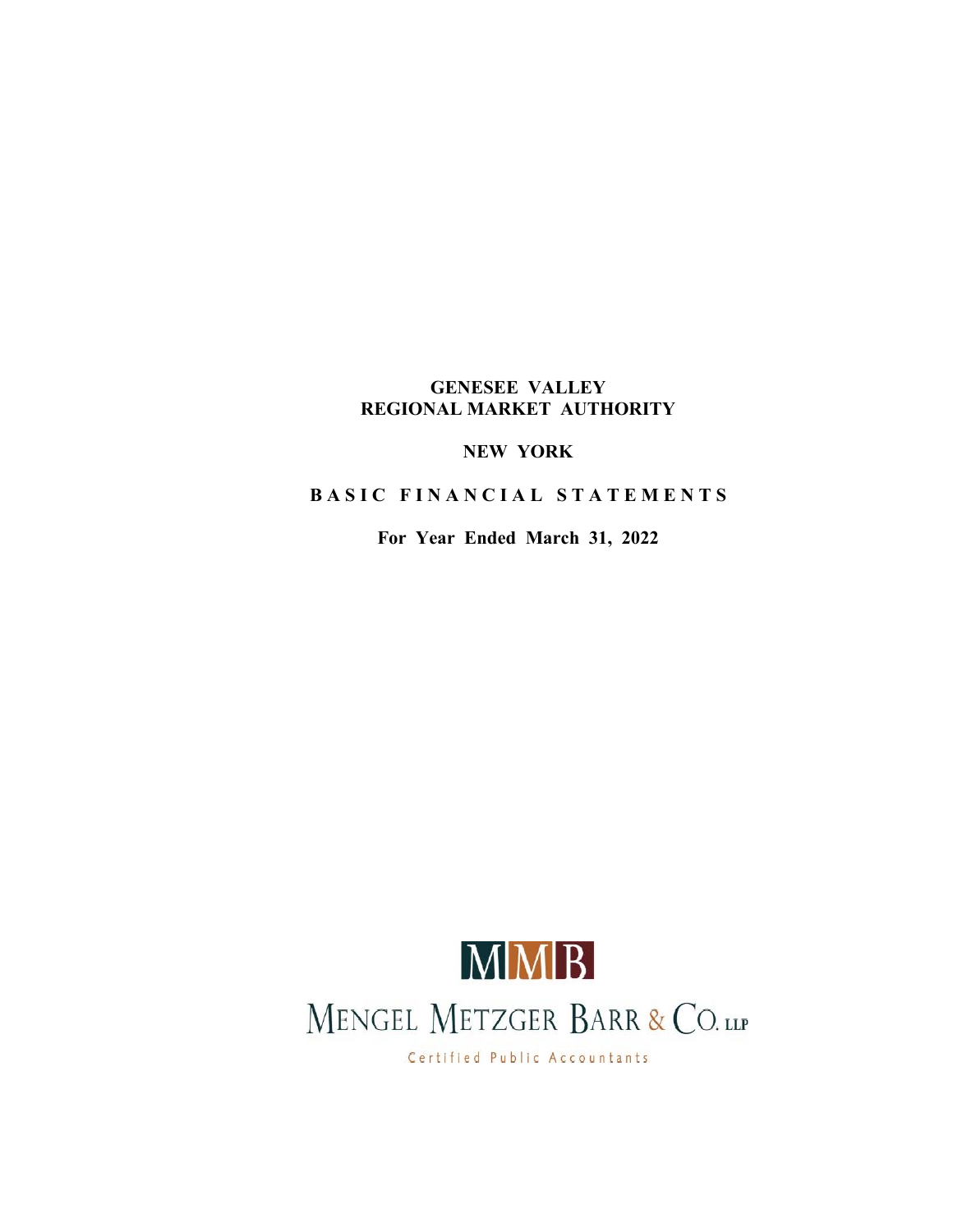# GENESEE VALLEY
# REGIONAL MARKET AUTHORITY

## NEW YORK

## B A S I C F I N A N C I A L S T A T E M E N T S

**For Year Ended March 31, 2022**

MMB

MENGEL METZGER BARR & CO. LLP

Certified Public Accountants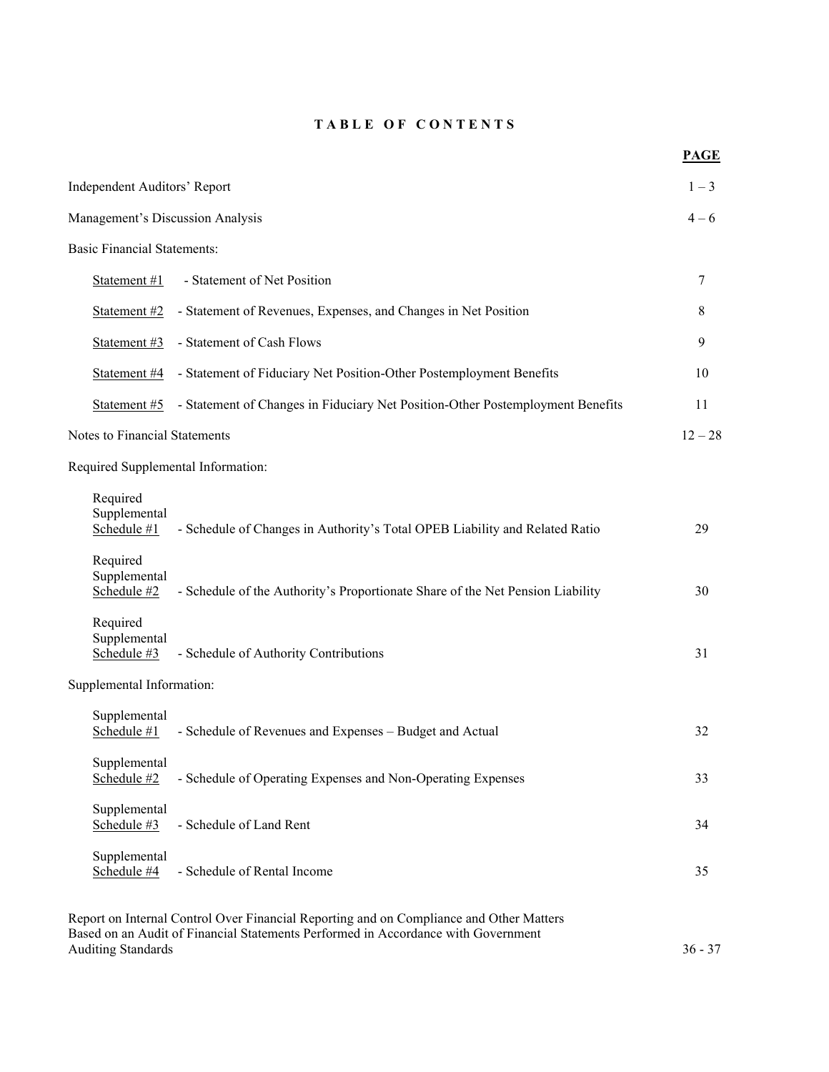# TABLE OF CONTENTS

| | | PAGE |
|---|---|---|
| Independent Auditors' Report | | 1 – 3 |
| Management's Discussion Analysis | | 4 – 6 |
| Basic Financial Statements: | | |
| Statement #1 | - Statement of Net Position | 7 |
| Statement #2 | - Statement of Revenues, Expenses, and Changes in Net Position | 8 |
| Statement #3 | - Statement of Cash Flows | 9 |
| Statement #4 | - Statement of Fiduciary Net Position-Other Postemployment Benefits | 10 |
| Statement #5 | - Statement of Changes in Fiduciary Net Position-Other Postemployment Benefits | 11 |
| Notes to Financial Statements | | 12 – 28 |
| Required Supplemental Information: | | |
| Required Supplemental Schedule #1 | - Schedule of Changes in Authority's Total OPEB Liability and Related Ratio | 29 |
| Required Supplemental Schedule #2 | - Schedule of the Authority's Proportionate Share of the Net Pension Liability | 30 |
| Required Supplemental Schedule #3 | - Schedule of Authority Contributions | 31 |
| Supplemental Information: | | |
| Supplemental Schedule #1 | - Schedule of Revenues and Expenses – Budget and Actual | 32 |
| Supplemental Schedule #2 | - Schedule of Operating Expenses and Non-Operating Expenses | 33 |
| Supplemental Schedule #3 | - Schedule of Land Rent | 34 |
| Supplemental Schedule #4 | - Schedule of Rental Income | 35 |
| Report on Internal Control Over Financial Reporting and on Compliance and Other Matters Based on an Audit of Financial Statements Performed in Accordance with Government Auditing Standards | | 36 - 37 |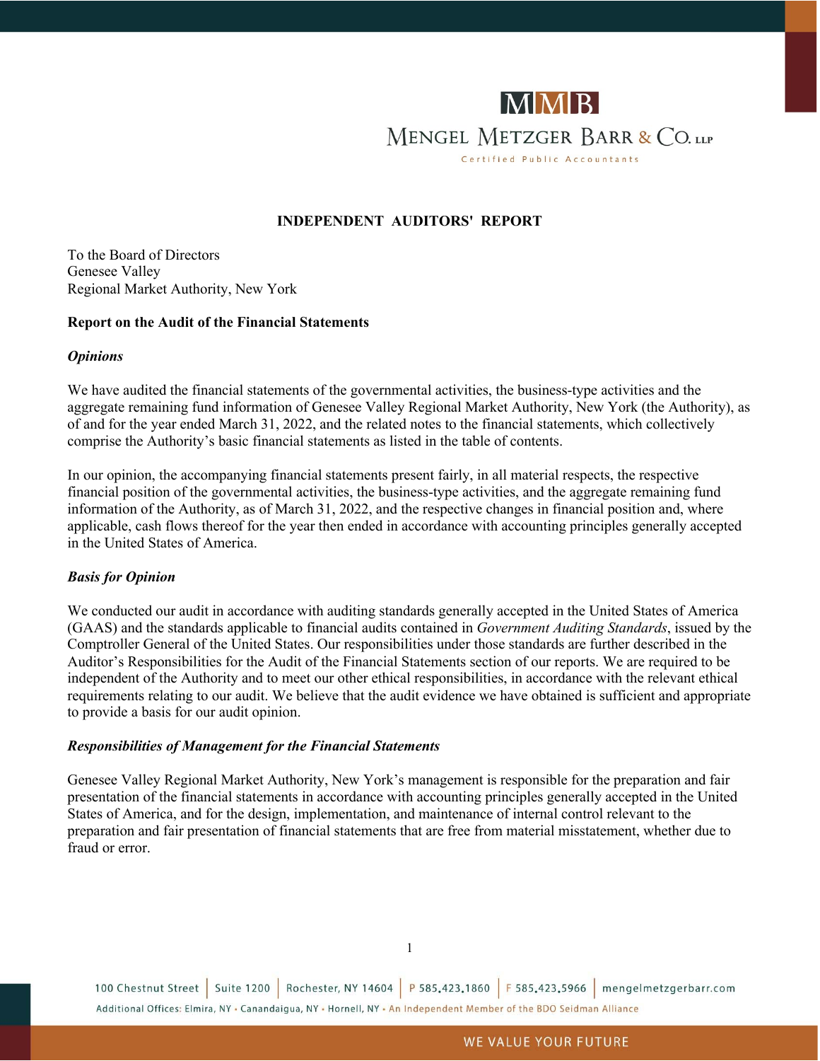# INDEPENDENT AUDITORS' REPORT

To the Board of Directors
Genesee Valley
Regional Market Authority, New York

## Report on the Audit of the Financial Statements

### *Opinions*

We have audited the financial statements of the governmental activities, the business-type activities and the aggregate remaining fund information of Genesee Valley Regional Market Authority, New York (the Authority), as of and for the year ended March 31, 2022, and the related notes to the financial statements, which collectively comprise the Authority's basic financial statements as listed in the table of contents.

In our opinion, the accompanying financial statements present fairly, in all material respects, the respective financial position of the governmental activities, the business-type activities, and the aggregate remaining fund information of the Authority, as of March 31, 2022, and the respective changes in financial position and, where applicable, cash flows thereof for the year then ended in accordance with accounting principles generally accepted in the United States of America.

### *Basis for Opinion*

We conducted our audit in accordance with auditing standards generally accepted in the United States of America (GAAS) and the standards applicable to financial audits contained in *Government Auditing Standards*, issued by the Comptroller General of the United States. Our responsibilities under those standards are further described in the Auditor's Responsibilities for the Audit of the Financial Statements section of our reports. We are required to be independent of the Authority and to meet our other ethical responsibilities, in accordance with the relevant ethical requirements relating to our audit. We believe that the audit evidence we have obtained is sufficient and appropriate to provide a basis for our audit opinion.

### *Responsibilities of Management for the Financial Statements*

Genesee Valley Regional Market Authority, New York's management is responsible for the preparation and fair presentation of the financial statements in accordance with accounting principles generally accepted in the United States of America, and for the design, implementation, and maintenance of internal control relevant to the preparation and fair presentation of financial statements that are free from material misstatement, whether due to fraud or error.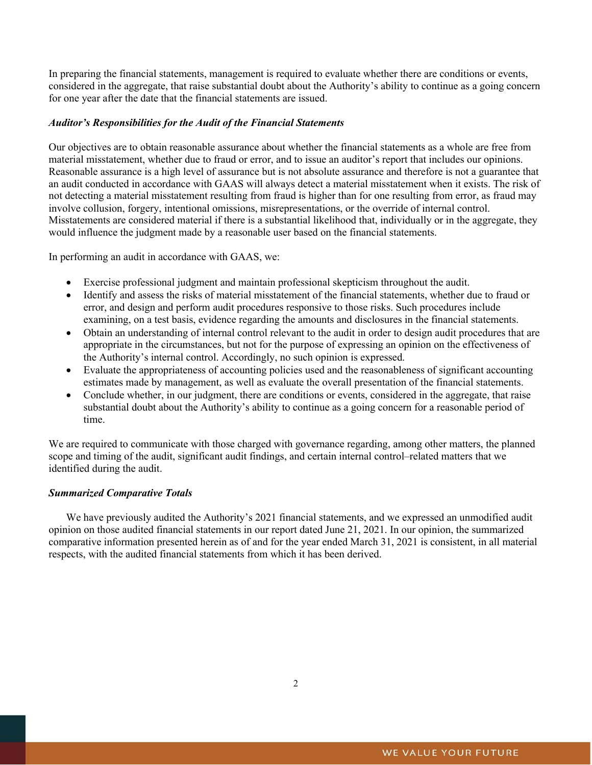In preparing the financial statements, management is required to evaluate whether there are conditions or events, considered in the aggregate, that raise substantial doubt about the Authority's ability to continue as a going concern for one year after the date that the financial statements are issued.

***Auditor's Responsibilities for the Audit of the Financial Statements***

Our objectives are to obtain reasonable assurance about whether the financial statements as a whole are free from material misstatement, whether due to fraud or error, and to issue an auditor's report that includes our opinions. Reasonable assurance is a high level of assurance but is not absolute assurance and therefore is not a guarantee that an audit conducted in accordance with GAAS will always detect a material misstatement when it exists. The risk of not detecting a material misstatement resulting from fraud is higher than for one resulting from error, as fraud may involve collusion, forgery, intentional omissions, misrepresentations, or the override of internal control. Misstatements are considered material if there is a substantial likelihood that, individually or in the aggregate, they would influence the judgment made by a reasonable user based on the financial statements.

In performing an audit in accordance with GAAS, we:

- Exercise professional judgment and maintain professional skepticism throughout the audit.
- Identify and assess the risks of material misstatement of the financial statements, whether due to fraud or error, and design and perform audit procedures responsive to those risks. Such procedures include examining, on a test basis, evidence regarding the amounts and disclosures in the financial statements.
- Obtain an understanding of internal control relevant to the audit in order to design audit procedures that are appropriate in the circumstances, but not for the purpose of expressing an opinion on the effectiveness of the Authority's internal control. Accordingly, no such opinion is expressed.
- Evaluate the appropriateness of accounting policies used and the reasonableness of significant accounting estimates made by management, as well as evaluate the overall presentation of the financial statements.
- Conclude whether, in our judgment, there are conditions or events, considered in the aggregate, that raise substantial doubt about the Authority's ability to continue as a going concern for a reasonable period of time.

We are required to communicate with those charged with governance regarding, among other matters, the planned scope and timing of the audit, significant audit findings, and certain internal control–related matters that we identified during the audit.

***Summarized Comparative Totals***

We have previously audited the Authority's 2021 financial statements, and we expressed an unmodified audit opinion on those audited financial statements in our report dated June 21, 2021. In our opinion, the summarized comparative information presented herein as of and for the year ended March 31, 2021 is consistent, in all material respects, with the audited financial statements from which it has been derived.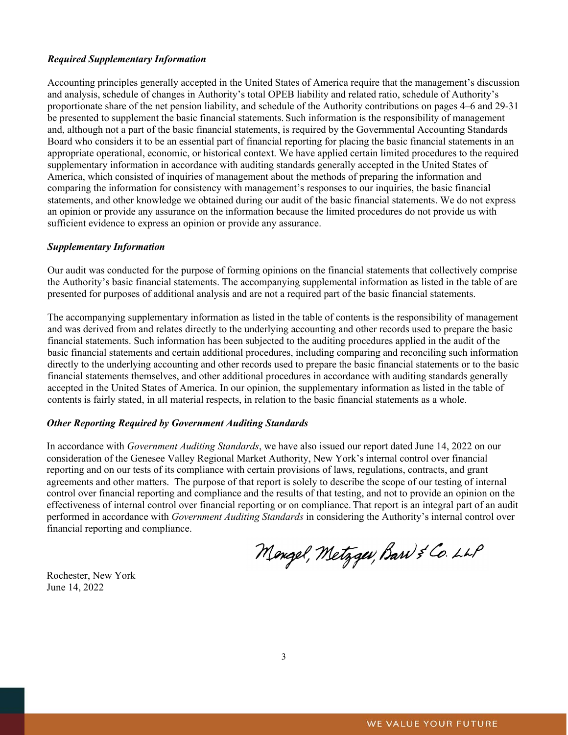***Required Supplementary Information***

Accounting principles generally accepted in the United States of America require that the management's discussion and analysis, schedule of changes in Authority's total OPEB liability and related ratio, schedule of Authority's proportionate share of the net pension liability, and schedule of the Authority contributions on pages 4–6 and 29-31 be presented to supplement the basic financial statements. Such information is the responsibility of management and, although not a part of the basic financial statements, is required by the Governmental Accounting Standards Board who considers it to be an essential part of financial reporting for placing the basic financial statements in an appropriate operational, economic, or historical context. We have applied certain limited procedures to the required supplementary information in accordance with auditing standards generally accepted in the United States of America, which consisted of inquiries of management about the methods of preparing the information and comparing the information for consistency with management's responses to our inquiries, the basic financial statements, and other knowledge we obtained during our audit of the basic financial statements. We do not express an opinion or provide any assurance on the information because the limited procedures do not provide us with sufficient evidence to express an opinion or provide any assurance.

***Supplementary Information***

Our audit was conducted for the purpose of forming opinions on the financial statements that collectively comprise the Authority's basic financial statements. The accompanying supplemental information as listed in the table of are presented for purposes of additional analysis and are not a required part of the basic financial statements.

The accompanying supplementary information as listed in the table of contents is the responsibility of management and was derived from and relates directly to the underlying accounting and other records used to prepare the basic financial statements. Such information has been subjected to the auditing procedures applied in the audit of the basic financial statements and certain additional procedures, including comparing and reconciling such information directly to the underlying accounting and other records used to prepare the basic financial statements or to the basic financial statements themselves, and other additional procedures in accordance with auditing standards generally accepted in the United States of America. In our opinion, the supplementary information as listed in the table of contents is fairly stated, in all material respects, in relation to the basic financial statements as a whole.

***Other Reporting Required by Government Auditing Standards***

In accordance with *Government Auditing Standards*, we have also issued our report dated June 14, 2022 on our consideration of the Genesee Valley Regional Market Authority, New York's internal control over financial reporting and on our tests of its compliance with certain provisions of laws, regulations, contracts, and grant agreements and other matters. The purpose of that report is solely to describe the scope of our testing of internal control over financial reporting and compliance and the results of that testing, and not to provide an opinion on the effectiveness of internal control over financial reporting or on compliance. That report is an integral part of an audit performed in accordance with *Government Auditing Standards* in considering the Authority's internal control over financial reporting and compliance.

Mengel, Metzger, Barr & Co. LLP

Rochester, New York
June 14, 2022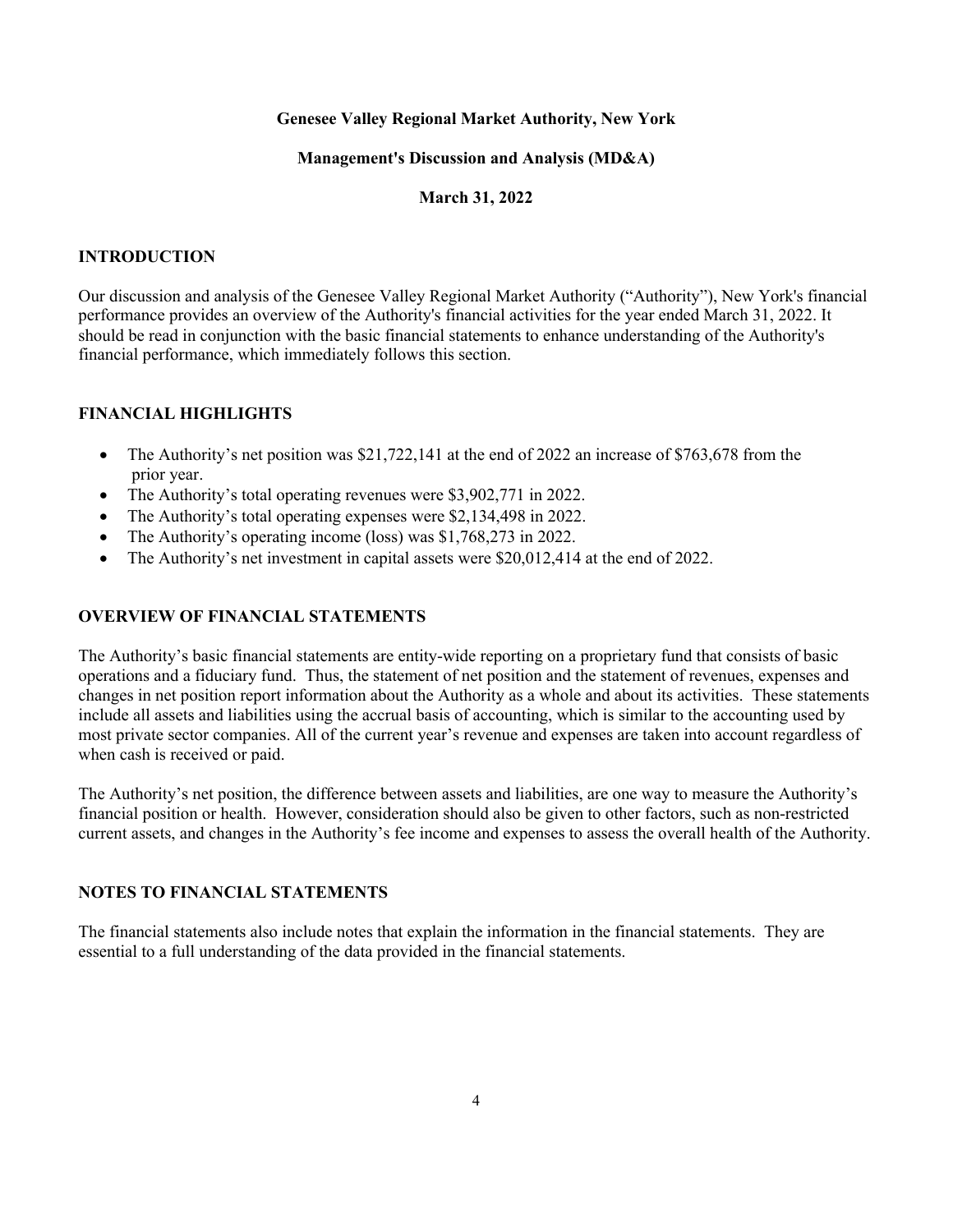**Genesee Valley Regional Market Authority, New York**

**Management's Discussion and Analysis (MD&A)**

**March 31, 2022**

## INTRODUCTION

Our discussion and analysis of the Genesee Valley Regional Market Authority ("Authority"), New York's financial performance provides an overview of the Authority's financial activities for the year ended March 31, 2022. It should be read in conjunction with the basic financial statements to enhance understanding of the Authority's financial performance, which immediately follows this section.

## FINANCIAL HIGHLIGHTS

- The Authority's net position was $21,722,141 at the end of 2022 an increase of $763,678 from the prior year.
- The Authority's total operating revenues were $3,902,771 in 2022.
- The Authority's total operating expenses were $2,134,498 in 2022.
- The Authority's operating income (loss) was $1,768,273 in 2022.
- The Authority's net investment in capital assets were $20,012,414 at the end of 2022.

## OVERVIEW OF FINANCIAL STATEMENTS

The Authority's basic financial statements are entity-wide reporting on a proprietary fund that consists of basic operations and a fiduciary fund. Thus, the statement of net position and the statement of revenues, expenses and changes in net position report information about the Authority as a whole and about its activities. These statements include all assets and liabilities using the accrual basis of accounting, which is similar to the accounting used by most private sector companies. All of the current year's revenue and expenses are taken into account regardless of when cash is received or paid.

The Authority's net position, the difference between assets and liabilities, are one way to measure the Authority's financial position or health. However, consideration should also be given to other factors, such as non-restricted current assets, and changes in the Authority's fee income and expenses to assess the overall health of the Authority.

## NOTES TO FINANCIAL STATEMENTS

The financial statements also include notes that explain the information in the financial statements. They are essential to a full understanding of the data provided in the financial statements.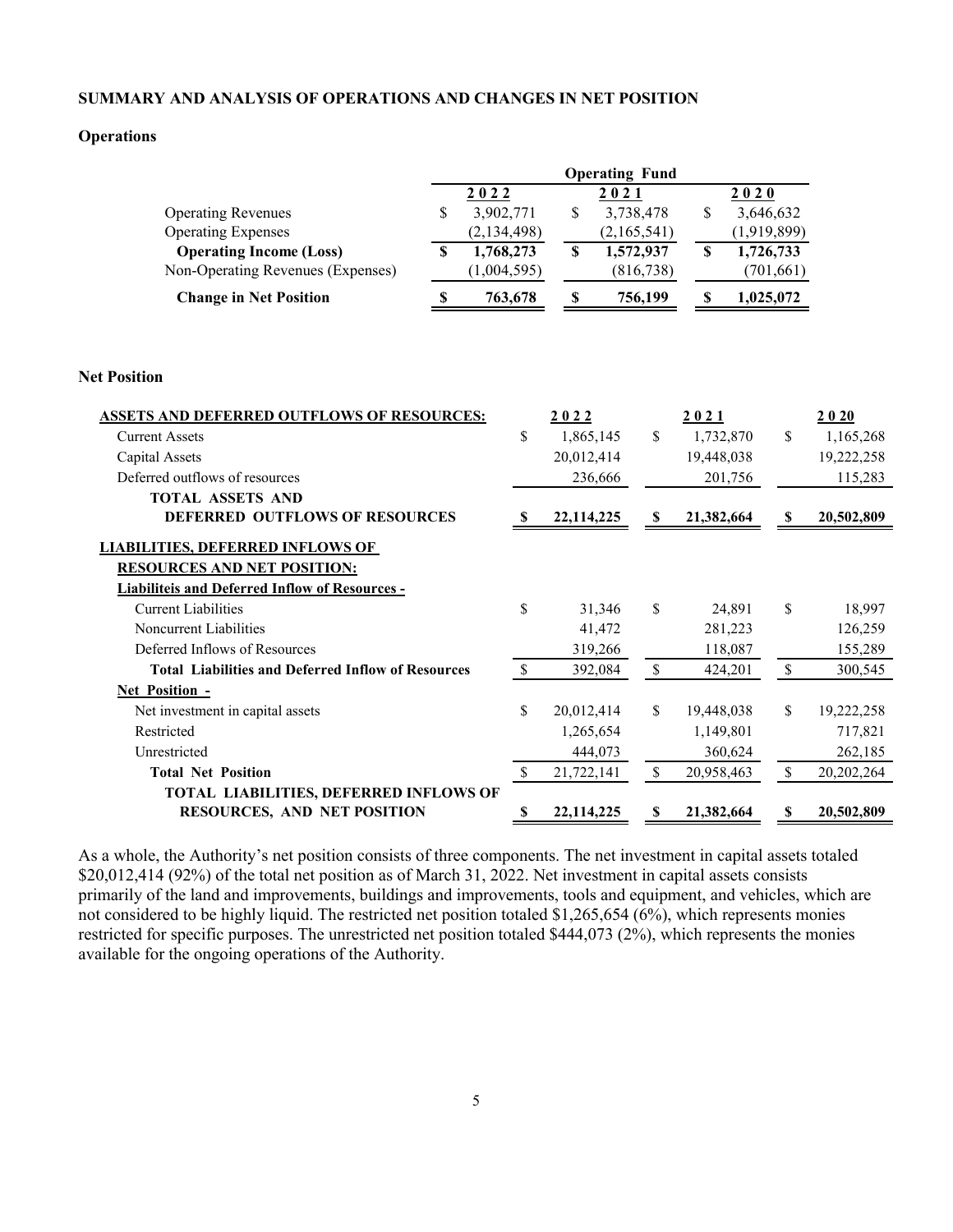## SUMMARY AND ANALYSIS OF OPERATIONS AND CHANGES IN NET POSITION

### Operations

| | Operating Fund | | |
|---|---|---|---|
| | 2022 | 2021 | 2020 |
| Operating Revenues | $ 3,902,771 | $ 3,738,478 | $ 3,646,632 |
| Operating Expenses | (2,134,498) | (2,165,541) | (1,919,899) |
| **Operating Income (Loss)** | **$ 1,768,273** | **$ 1,572,937** | **$ 1,726,733** |
| Non-Operating Revenues (Expenses) | (1,004,595) | (816,738) | (701,661) |
| **Change in Net Position** | **$ 763,678** | **$ 756,199** | **$ 1,025,072** |

### Net Position

| | 2022 | 2021 | 2020 |
|---|---|---|---|
| **ASSETS AND DEFERRED OUTFLOWS OF RESOURCES:** | | | |
| Current Assets | $ 1,865,145 | $ 1,732,870 | $ 1,165,268 |
| Capital Assets | 20,012,414 | 19,448,038 | 19,222,258 |
| Deferred outflows of resources | 236,666 | 201,756 | 115,283 |
| **TOTAL ASSETS AND DEFERRED OUTFLOWS OF RESOURCES** | **$ 22,114,225** | **$ 21,382,664** | **$ 20,502,809** |
| **LIABILITIES, DEFERRED INFLOWS OF RESOURCES AND NET POSITION:** | | | |
| **Liabiliteis and Deferred Inflow of Resources -** | | | |
| Current Liabilities | $ 31,346 | $ 24,891 | $ 18,997 |
| Noncurrent Liabilities | 41,472 | 281,223 | 126,259 |
| Deferred Inflows of Resources | 319,266 | 118,087 | 155,289 |
| **Total Liabilities and Deferred Inflow of Resources** | $ 392,084 | $ 424,201 | $ 300,545 |
| **Net Position -** | | | |
| Net investment in capital assets | $ 20,012,414 | $ 19,448,038 | $ 19,222,258 |
| Restricted | 1,265,654 | 1,149,801 | 717,821 |
| Unrestricted | 444,073 | 360,624 | 262,185 |
| **Total Net Position** | $ 21,722,141 | $ 20,958,463 | $ 20,202,264 |
| **TOTAL LIABILITIES, DEFERRED INFLOWS OF RESOURCES, AND NET POSITION** | **$ 22,114,225** | **$ 21,382,664** | **$ 20,502,809** |

As a whole, the Authority's net position consists of three components. The net investment in capital assets totaled $20,012,414 (92%) of the total net position as of March 31, 2022. Net investment in capital assets consists primarily of the land and improvements, buildings and improvements, tools and equipment, and vehicles, which are not considered to be highly liquid. The restricted net position totaled $1,265,654 (6%), which represents monies restricted for specific purposes. The unrestricted net position totaled $444,073 (2%), which represents the monies available for the ongoing operations of the Authority.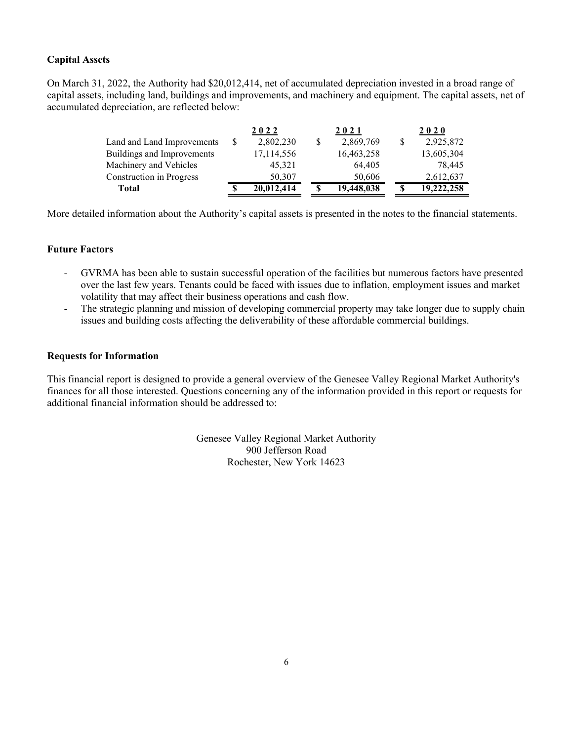**Capital Assets**

On March 31, 2022, the Authority had $20,012,414, net of accumulated depreciation invested in a broad range of capital assets, including land, buildings and improvements, and machinery and equipment. The capital assets, net of accumulated depreciation, are reflected below:

| | 2022 | 2021 | 2020 |
|---|---|---|---|
| Land and Land Improvements | $ 2,802,230 | $ 2,869,769 | $ 2,925,872 |
| Buildings and Improvements | 17,114,556 | 16,463,258 | 13,605,304 |
| Machinery and Vehicles | 45,321 | 64,405 | 78,445 |
| Construction in Progress | 50,307 | 50,606 | 2,612,637 |
| **Total** | **$ 20,012,414** | **$ 19,448,038** | **$ 19,222,258** |

More detailed information about the Authority's capital assets is presented in the notes to the financial statements.

**Future Factors**

- GVRMA has been able to sustain successful operation of the facilities but numerous factors have presented over the last few years. Tenants could be faced with issues due to inflation, employment issues and market volatility that may affect their business operations and cash flow.
- The strategic planning and mission of developing commercial property may take longer due to supply chain issues and building costs affecting the deliverability of these affordable commercial buildings.

**Requests for Information**

This financial report is designed to provide a general overview of the Genesee Valley Regional Market Authority's finances for all those interested. Questions concerning any of the information provided in this report or requests for additional financial information should be addressed to:

Genesee Valley Regional Market Authority
900 Jefferson Road
Rochester, New York 14623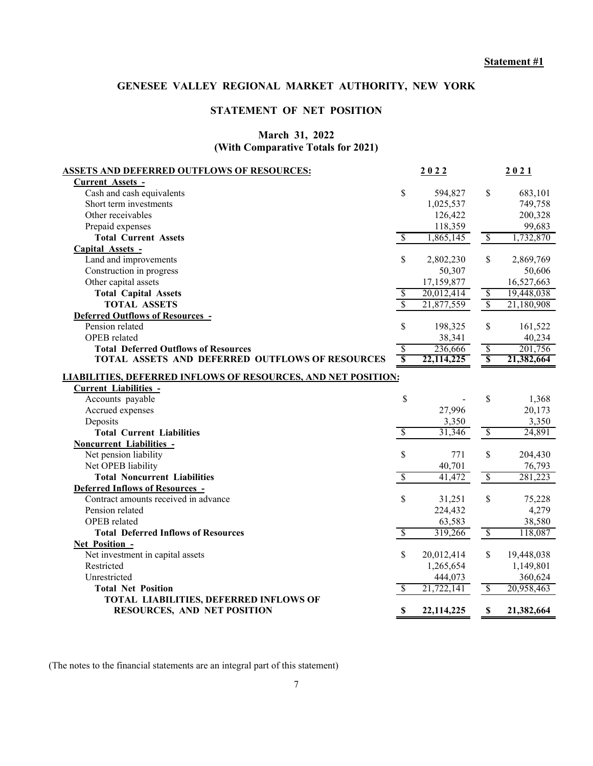**Statement #1**

# GENESEE VALLEY REGIONAL MARKET AUTHORITY, NEW YORK

## STATEMENT OF NET POSITION

### March 31, 2022
### (With Comparative Totals for 2021)

| | 2022 | 2021 |
|---|---|---|
| **ASSETS AND DEFERRED OUTFLOWS OF RESOURCES:** | | |
| **Current Assets -** | | |
| Cash and cash equivalents | $ 594,827 | $ 683,101 |
| Short term investments | 1,025,537 | 749,758 |
| Other receivables | 126,422 | 200,328 |
| Prepaid expenses | 118,359 | 99,683 |
| **Total Current Assets** | $ 1,865,145 | $ 1,732,870 |
| **Capital Assets -** | | |
| Land and improvements | $ 2,802,230 | $ 2,869,769 |
| Construction in progress | 50,307 | 50,606 |
| Other capital assets | 17,159,877 | 16,527,663 |
| **Total Capital Assets** | $ 20,012,414 | $ 19,448,038 |
| **TOTAL ASSETS** | $ 21,877,559 | $ 21,180,908 |
| **Deferred Outflows of Resources -** | | |
| Pension related | $ 198,325 | $ 161,522 |
| OPEB related | 38,341 | 40,234 |
| **Total Deferred Outflows of Resources** | $ 236,666 | $ 201,756 |
| **TOTAL ASSETS AND DEFERRED OUTFLOWS OF RESOURCES** | **$ 22,114,225** | **$ 21,382,664** |
| **LIABILITIES, DEFERRED INFLOWS OF RESOURCES, AND NET POSITION:** | | |
| **Current Liabilities -** | | |
| Accounts payable | $ - | $ 1,368 |
| Accrued expenses | 27,996 | 20,173 |
| Deposits | 3,350 | 3,350 |
| **Total Current Liabilities** | $ 31,346 | $ 24,891 |
| **Noncurrent Liabilities -** | | |
| Net pension liability | $ 771 | $ 204,430 |
| Net OPEB liability | 40,701 | 76,793 |
| **Total Noncurrent Liabilities** | $ 41,472 | $ 281,223 |
| **Deferred Inflows of Resources -** | | |
| Contract amounts received in advance | $ 31,251 | $ 75,228 |
| Pension related | 224,432 | 4,279 |
| OPEB related | 63,583 | 38,580 |
| **Total Deferred Inflows of Resources** | $ 319,266 | $ 118,087 |
| **Net Position -** | | |
| Net investment in capital assets | $ 20,012,414 | $ 19,448,038 |
| Restricted | 1,265,654 | 1,149,801 |
| Unrestricted | 444,073 | 360,624 |
| **Total Net Position** | $ 21,722,141 | $ 20,958,463 |
| **TOTAL LIABILITIES, DEFERRED INFLOWS OF RESOURCES, AND NET POSITION** | **$ 22,114,225** | **$ 21,382,664** |

(The notes to the financial statements are an integral part of this statement)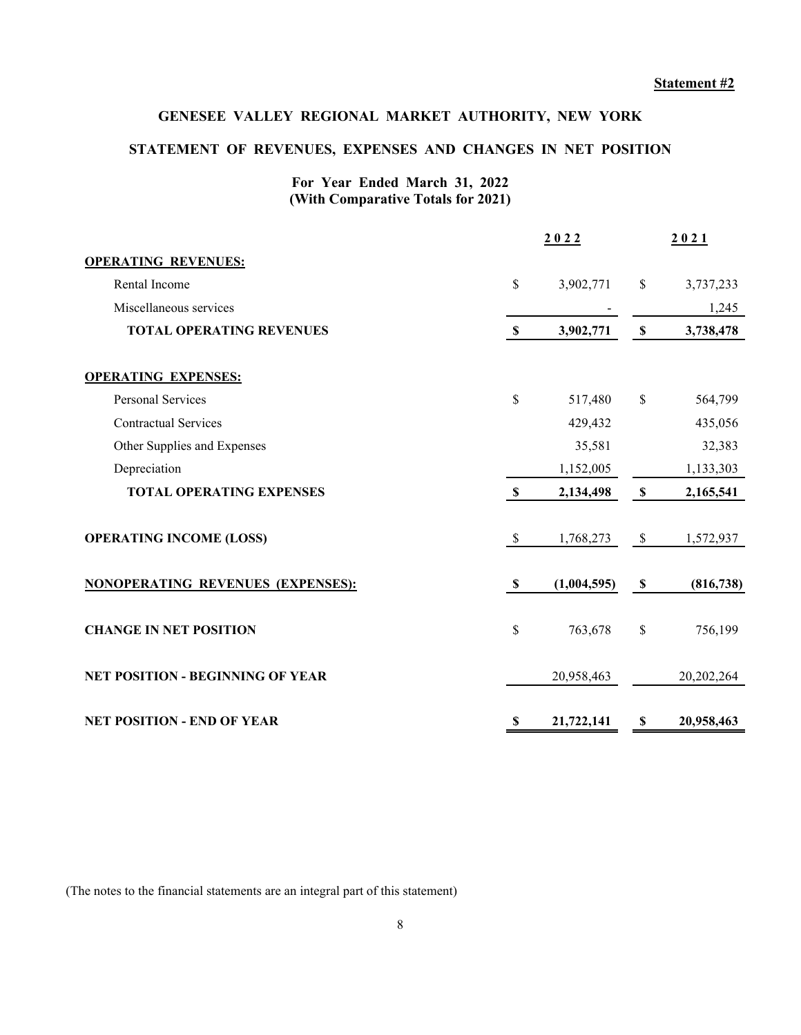Statement #2

# GENESEE VALLEY REGIONAL MARKET AUTHORITY, NEW YORK

## STATEMENT OF REVENUES, EXPENSES AND CHANGES IN NET POSITION

**For Year Ended March 31, 2022**
**(With Comparative Totals for 2021)**

| | 2022 | 2021 |
|---|---|---|
| **OPERATING REVENUES:** | | |
| Rental Income | $ 3,902,771 | $ 3,737,233 |
| Miscellaneous services | - | 1,245 |
| **TOTAL OPERATING REVENUES** | **$ 3,902,771** | **$ 3,738,478** |
| **OPERATING EXPENSES:** | | |
| Personal Services | $ 517,480 | $ 564,799 |
| Contractual Services | 429,432 | 435,056 |
| Other Supplies and Expenses | 35,581 | 32,383 |
| Depreciation | 1,152,005 | 1,133,303 |
| **TOTAL OPERATING EXPENSES** | **$ 2,134,498** | **$ 2,165,541** |
| **OPERATING INCOME (LOSS)** | $ 1,768,273 | $ 1,572,937 |
| **NONOPERATING REVENUES (EXPENSES):** | **$ (1,004,595)** | **$ (816,738)** |
| **CHANGE IN NET POSITION** | $ 763,678 | $ 756,199 |
| **NET POSITION - BEGINNING OF YEAR** | 20,958,463 | 20,202,264 |
| **NET POSITION - END OF YEAR** | **$ 21,722,141** | **$ 20,958,463** |

(The notes to the financial statements are an integral part of this statement)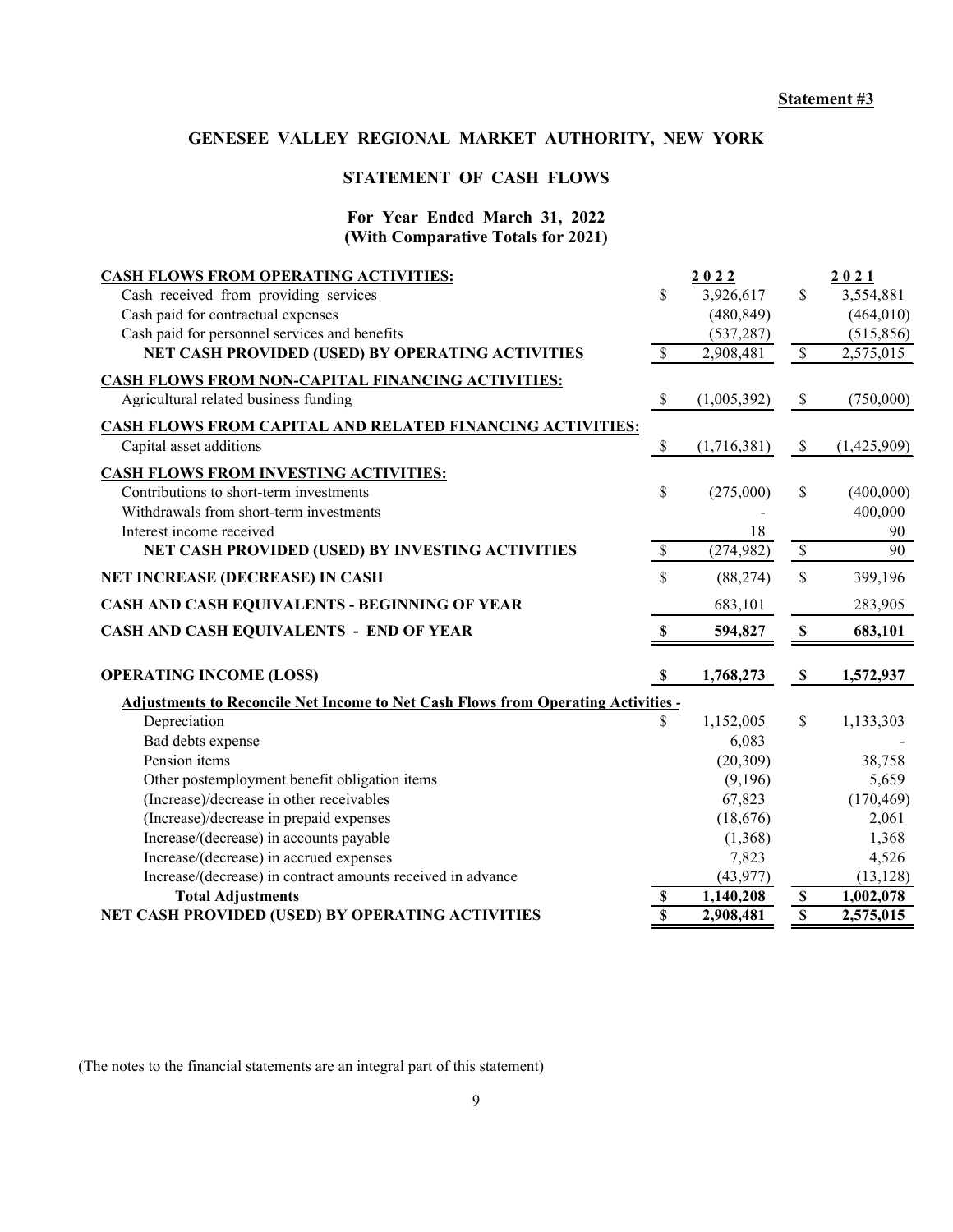**Statement #3**

# GENESEE VALLEY REGIONAL MARKET AUTHORITY, NEW YORK

## STATEMENT OF CASH FLOWS

### For Year Ended March 31, 2022 (With Comparative Totals for 2021)

| | 2022 | 2021 |
|---|---|---|
| **CASH FLOWS FROM OPERATING ACTIVITIES:** | | |
| Cash received from providing services | $ 3,926,617 | $ 3,554,881 |
| Cash paid for contractual expenses | (480,849) | (464,010) |
| Cash paid for personnel services and benefits | (537,287) | (515,856) |
| **NET CASH PROVIDED (USED) BY OPERATING ACTIVITIES** | $ 2,908,481 | $ 2,575,015 |
| **CASH FLOWS FROM NON-CAPITAL FINANCING ACTIVITIES:** | | |
| Agricultural related business funding | $ (1,005,392) | $ (750,000) |
| **CASH FLOWS FROM CAPITAL AND RELATED FINANCING ACTIVITIES:** | | |
| Capital asset additions | $ (1,716,381) | $ (1,425,909) |
| **CASH FLOWS FROM INVESTING ACTIVITIES:** | | |
| Contributions to short-term investments | $ (275,000) | $ (400,000) |
| Withdrawals from short-term investments | - | 400,000 |
| Interest income received | 18 | 90 |
| **NET CASH PROVIDED (USED) BY INVESTING ACTIVITIES** | $ (274,982) | $ 90 |
| **NET INCREASE (DECREASE) IN CASH** | $ (88,274) | $ 399,196 |
| **CASH AND CASH EQUIVALENTS - BEGINNING OF YEAR** | 683,101 | 283,905 |
| **CASH AND CASH EQUIVALENTS - END OF YEAR** | **$ 594,827** | **$ 683,101** |
| | | |
| **OPERATING INCOME (LOSS)** | **$ 1,768,273** | **$ 1,572,937** |
| **Adjustments to Reconcile Net Income to Net Cash Flows from Operating Activities -** | | |
| Depreciation | $ 1,152,005 | $ 1,133,303 |
| Bad debts expense | 6,083 | - |
| Pension items | (20,309) | 38,758 |
| Other postemployment benefit obligation items | (9,196) | 5,659 |
| (Increase)/decrease in other receivables | 67,823 | (170,469) |
| (Increase)/decrease in prepaid expenses | (18,676) | 2,061 |
| Increase/(decrease) in accounts payable | (1,368) | 1,368 |
| Increase/(decrease) in accrued expenses | 7,823 | 4,526 |
| Increase/(decrease) in contract amounts received in advance | (43,977) | (13,128) |
| **Total Adjustments** | **$ 1,140,208** | **$ 1,002,078** |
| **NET CASH PROVIDED (USED) BY OPERATING ACTIVITIES** | **$ 2,908,481** | **$ 2,575,015** |

(The notes to the financial statements are an integral part of this statement)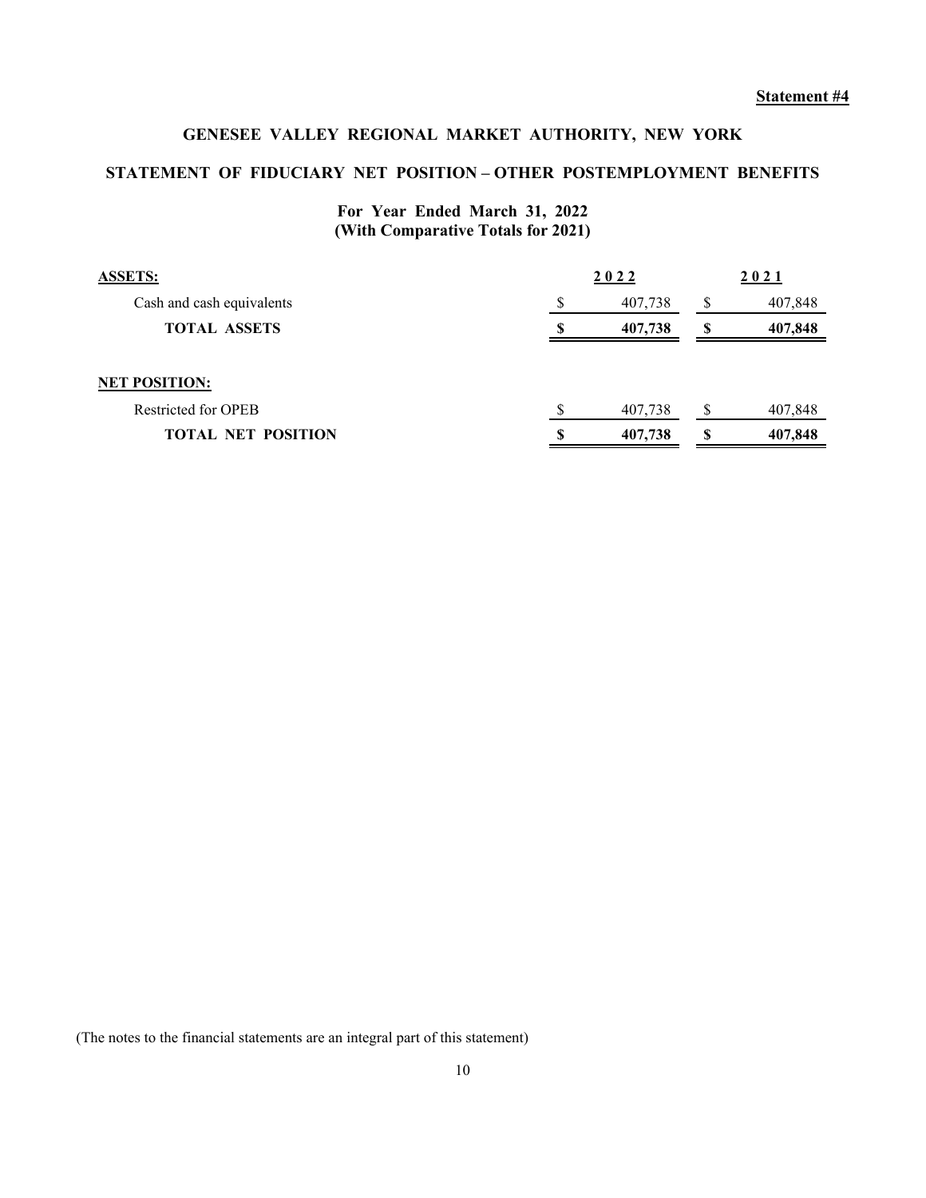**Statement #4**

# GENESEE VALLEY REGIONAL MARKET AUTHORITY, NEW YORK

## STATEMENT OF FIDUCIARY NET POSITION – OTHER POSTEMPLOYMENT BENEFITS

**For Year Ended March 31, 2022**
**(With Comparative Totals for 2021)**

| | 2022 | 2021 |
|---|---|---|
| **ASSETS:** | | |
| Cash and cash equivalents | $ 407,738 | $ 407,848 |
| **TOTAL ASSETS** | **$ 407,738** | **$ 407,848** |
| | | |
| **NET POSITION:** | | |
| Restricted for OPEB | $ 407,738 | $ 407,848 |
| **TOTAL NET POSITION** | **$ 407,738** | **$ 407,848** |

(The notes to the financial statements are an integral part of this statement)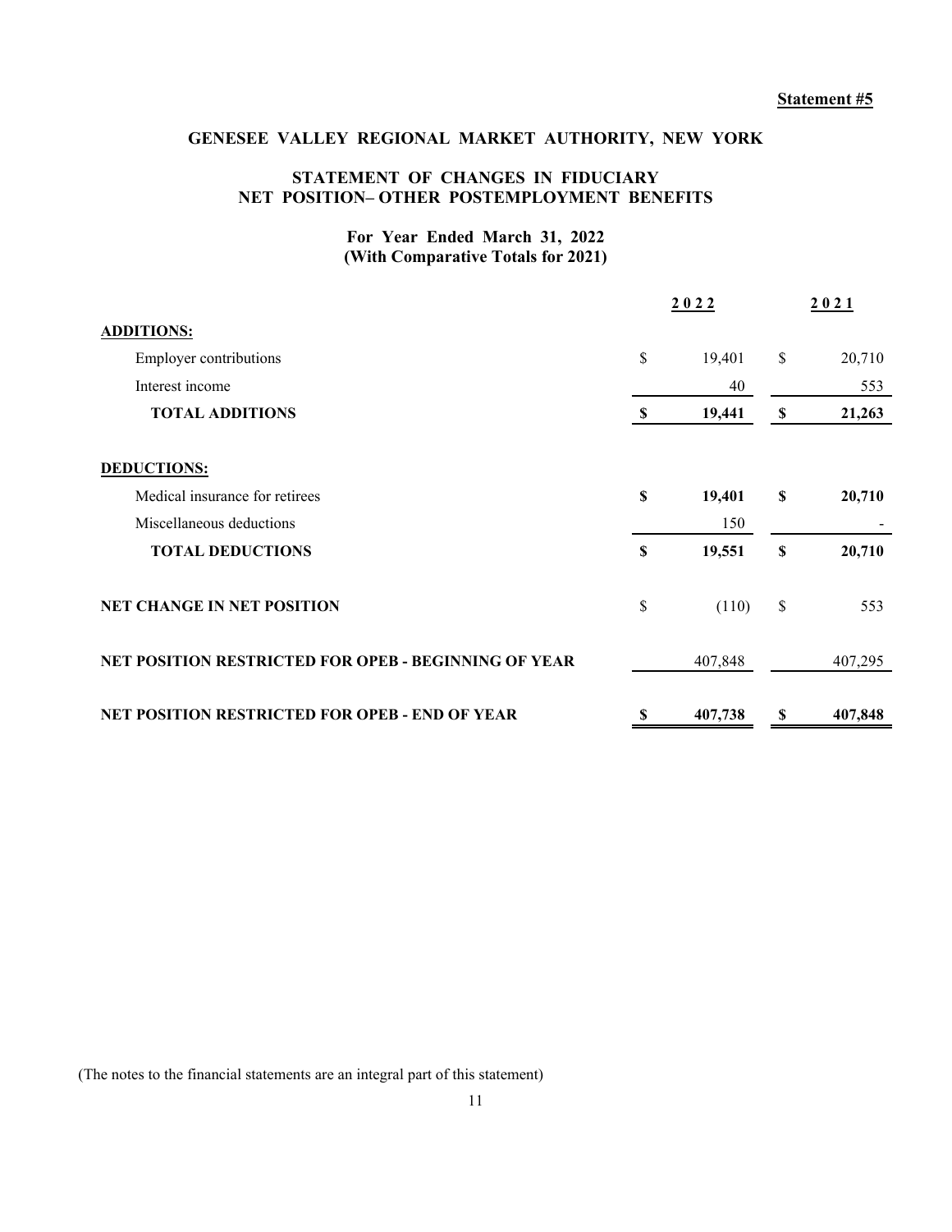Statement #5

# GENESEE VALLEY REGIONAL MARKET AUTHORITY, NEW YORK

## STATEMENT OF CHANGES IN FIDUCIARY NET POSITION– OTHER POSTEMPLOYMENT BENEFITS

### For Year Ended March 31, 2022
### (With Comparative Totals for 2021)

| | 2022 | 2021 |
|---|---|---|
| **ADDITIONS:** | | |
| Employer contributions | $ 19,401 | $ 20,710 |
| Interest income | 40 | 553 |
| **TOTAL ADDITIONS** | **$ 19,441** | **$ 21,263** |
| | | |
| **DEDUCTIONS:** | | |
| Medical insurance for retirees | **$ 19,401** | **$ 20,710** |
| Miscellaneous deductions | 150 | - |
| **TOTAL DEDUCTIONS** | **$ 19,551** | **$ 20,710** |
| | | |
| **NET CHANGE IN NET POSITION** | $ (110) | $ 553 |
| | | |
| **NET POSITION RESTRICTED FOR OPEB - BEGINNING OF YEAR** | 407,848 | 407,295 |
| | | |
| **NET POSITION RESTRICTED FOR OPEB - END OF YEAR** | **$ 407,738** | **$ 407,848** |

(The notes to the financial statements are an integral part of this statement)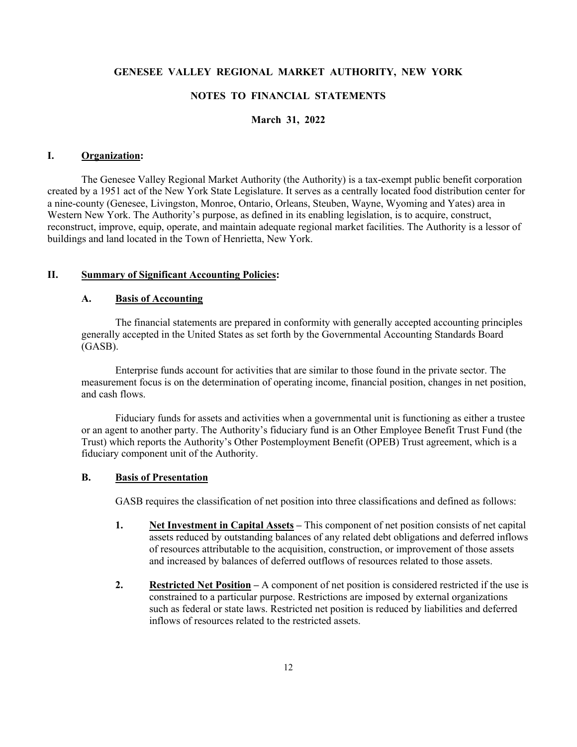# GENESEE VALLEY REGIONAL MARKET AUTHORITY, NEW YORK

## NOTES TO FINANCIAL STATEMENTS

### March 31, 2022

## I. Organization:

The Genesee Valley Regional Market Authority (the Authority) is a tax-exempt public benefit corporation created by a 1951 act of the New York State Legislature. It serves as a centrally located food distribution center for a nine-county (Genesee, Livingston, Monroe, Ontario, Orleans, Steuben, Wayne, Wyoming and Yates) area in Western New York. The Authority's purpose, as defined in its enabling legislation, is to acquire, construct, reconstruct, improve, equip, operate, and maintain adequate regional market facilities. The Authority is a lessor of buildings and land located in the Town of Henrietta, New York.

## II. Summary of Significant Accounting Policies:

### A. Basis of Accounting

The financial statements are prepared in conformity with generally accepted accounting principles generally accepted in the United States as set forth by the Governmental Accounting Standards Board (GASB).

Enterprise funds account for activities that are similar to those found in the private sector. The measurement focus is on the determination of operating income, financial position, changes in net position, and cash flows.

Fiduciary funds for assets and activities when a governmental unit is functioning as either a trustee or an agent to another party. The Authority's fiduciary fund is an Other Employee Benefit Trust Fund (the Trust) which reports the Authority's Other Postemployment Benefit (OPEB) Trust agreement, which is a fiduciary component unit of the Authority.

### B. Basis of Presentation

GASB requires the classification of net position into three classifications and defined as follows:

1. **Net Investment in Capital Assets** – This component of net position consists of net capital assets reduced by outstanding balances of any related debt obligations and deferred inflows of resources attributable to the acquisition, construction, or improvement of those assets and increased by balances of deferred outflows of resources related to those assets.

2. **Restricted Net Position** – A component of net position is considered restricted if the use is constrained to a particular purpose. Restrictions are imposed by external organizations such as federal or state laws. Restricted net position is reduced by liabilities and deferred inflows of resources related to the restricted assets.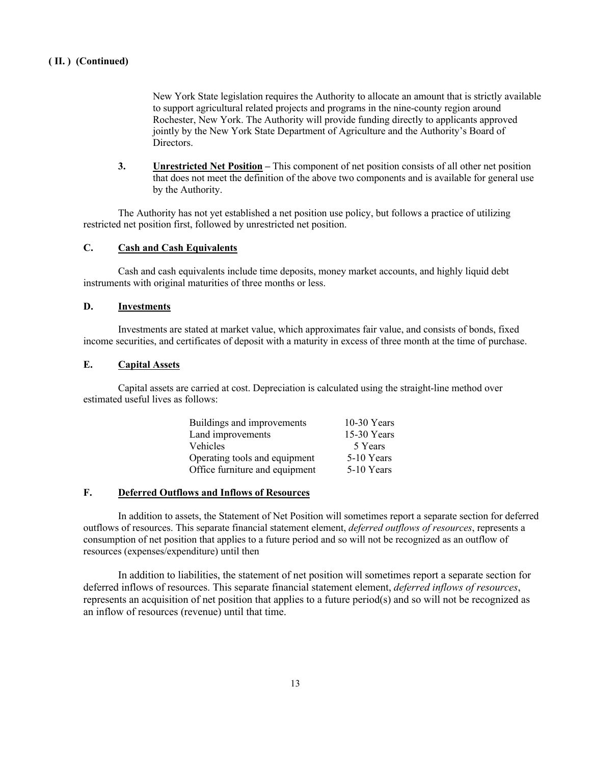**( II. ) (Continued)**

New York State legislation requires the Authority to allocate an amount that is strictly available to support agricultural related projects and programs in the nine-county region around Rochester, New York. The Authority will provide funding directly to applicants approved jointly by the New York State Department of Agriculture and the Authority's Board of Directors.

3. **Unrestricted Net Position** – This component of net position consists of all other net position that does not meet the definition of the above two components and is available for general use by the Authority.

The Authority has not yet established a net position use policy, but follows a practice of utilizing restricted net position first, followed by unrestricted net position.

### C. Cash and Cash Equivalents

Cash and cash equivalents include time deposits, money market accounts, and highly liquid debt instruments with original maturities of three months or less.

### D. Investments

Investments are stated at market value, which approximates fair value, and consists of bonds, fixed income securities, and certificates of deposit with a maturity in excess of three month at the time of purchase.

### E. Capital Assets

Capital assets are carried at cost. Depreciation is calculated using the straight-line method over estimated useful lives as follows:

| | |
|---|---|
| Buildings and improvements | 10-30 Years |
| Land improvements | 15-30 Years |
| Vehicles | 5 Years |
| Operating tools and equipment | 5-10 Years |
| Office furniture and equipment | 5-10 Years |

### F. Deferred Outflows and Inflows of Resources

In addition to assets, the Statement of Net Position will sometimes report a separate section for deferred outflows of resources. This separate financial statement element, *deferred outflows of resources*, represents a consumption of net position that applies to a future period and so will not be recognized as an outflow of resources (expenses/expenditure) until then

In addition to liabilities, the statement of net position will sometimes report a separate section for deferred inflows of resources. This separate financial statement element, *deferred inflows of resources*, represents an acquisition of net position that applies to a future period(s) and so will not be recognized as an inflow of resources (revenue) until that time.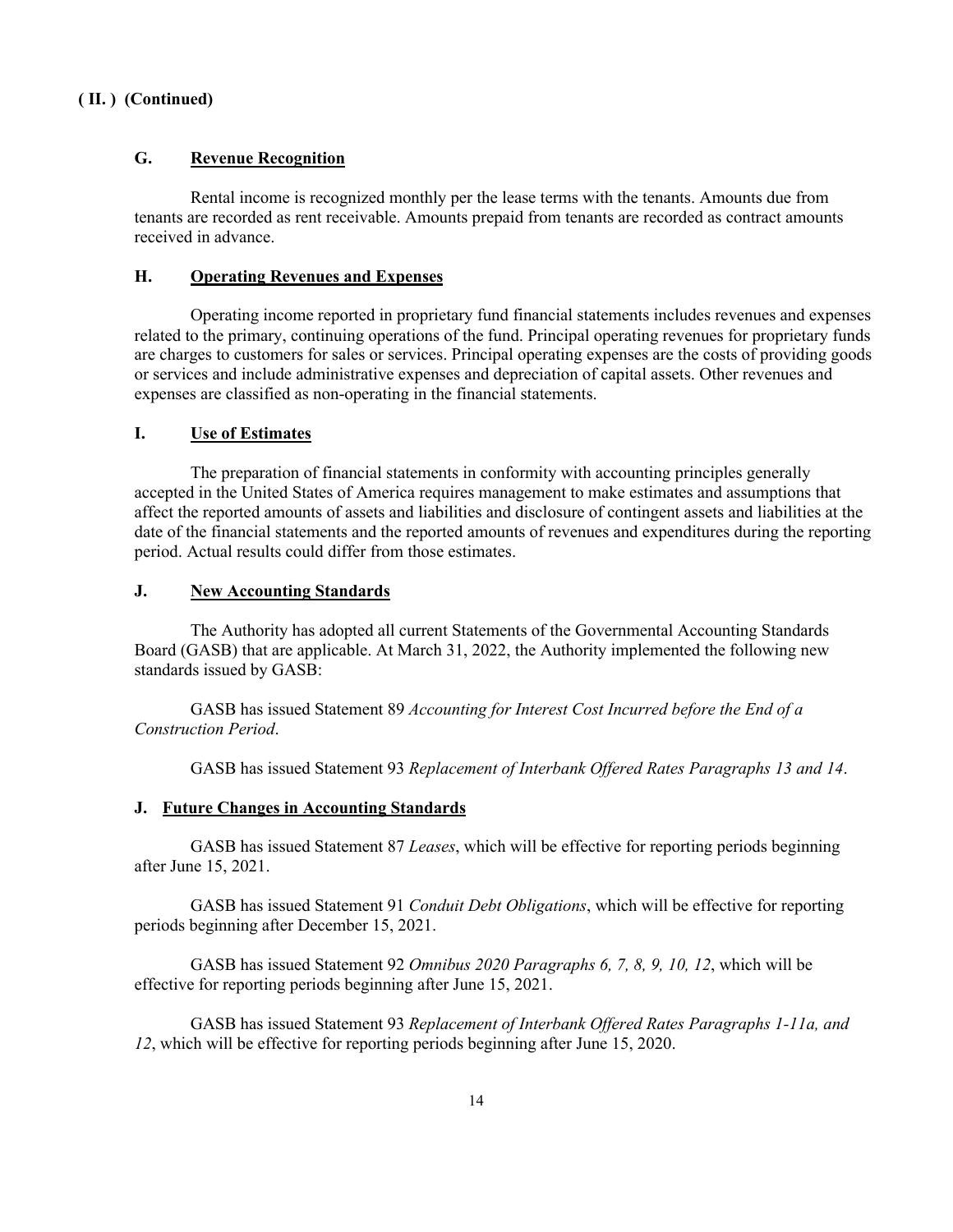**( II. ) (Continued)**

**G. Revenue Recognition**

Rental income is recognized monthly per the lease terms with the tenants. Amounts due from tenants are recorded as rent receivable. Amounts prepaid from tenants are recorded as contract amounts received in advance.

**H. Operating Revenues and Expenses**

Operating income reported in proprietary fund financial statements includes revenues and expenses related to the primary, continuing operations of the fund. Principal operating revenues for proprietary funds are charges to customers for sales or services. Principal operating expenses are the costs of providing goods or services and include administrative expenses and depreciation of capital assets. Other revenues and expenses are classified as non-operating in the financial statements.

**I. Use of Estimates**

The preparation of financial statements in conformity with accounting principles generally accepted in the United States of America requires management to make estimates and assumptions that affect the reported amounts of assets and liabilities and disclosure of contingent assets and liabilities at the date of the financial statements and the reported amounts of revenues and expenditures during the reporting period. Actual results could differ from those estimates.

**J. New Accounting Standards**

The Authority has adopted all current Statements of the Governmental Accounting Standards Board (GASB) that are applicable. At March 31, 2022, the Authority implemented the following new standards issued by GASB:

GASB has issued Statement 89 *Accounting for Interest Cost Incurred before the End of a Construction Period*.

GASB has issued Statement 93 *Replacement of Interbank Offered Rates Paragraphs 13 and 14*.

**J. Future Changes in Accounting Standards**

GASB has issued Statement 87 *Leases*, which will be effective for reporting periods beginning after June 15, 2021.

GASB has issued Statement 91 *Conduit Debt Obligations*, which will be effective for reporting periods beginning after December 15, 2021.

GASB has issued Statement 92 *Omnibus 2020 Paragraphs 6, 7, 8, 9, 10, 12*, which will be effective for reporting periods beginning after June 15, 2021.

GASB has issued Statement 93 *Replacement of Interbank Offered Rates Paragraphs 1-11a, and 12*, which will be effective for reporting periods beginning after June 15, 2020.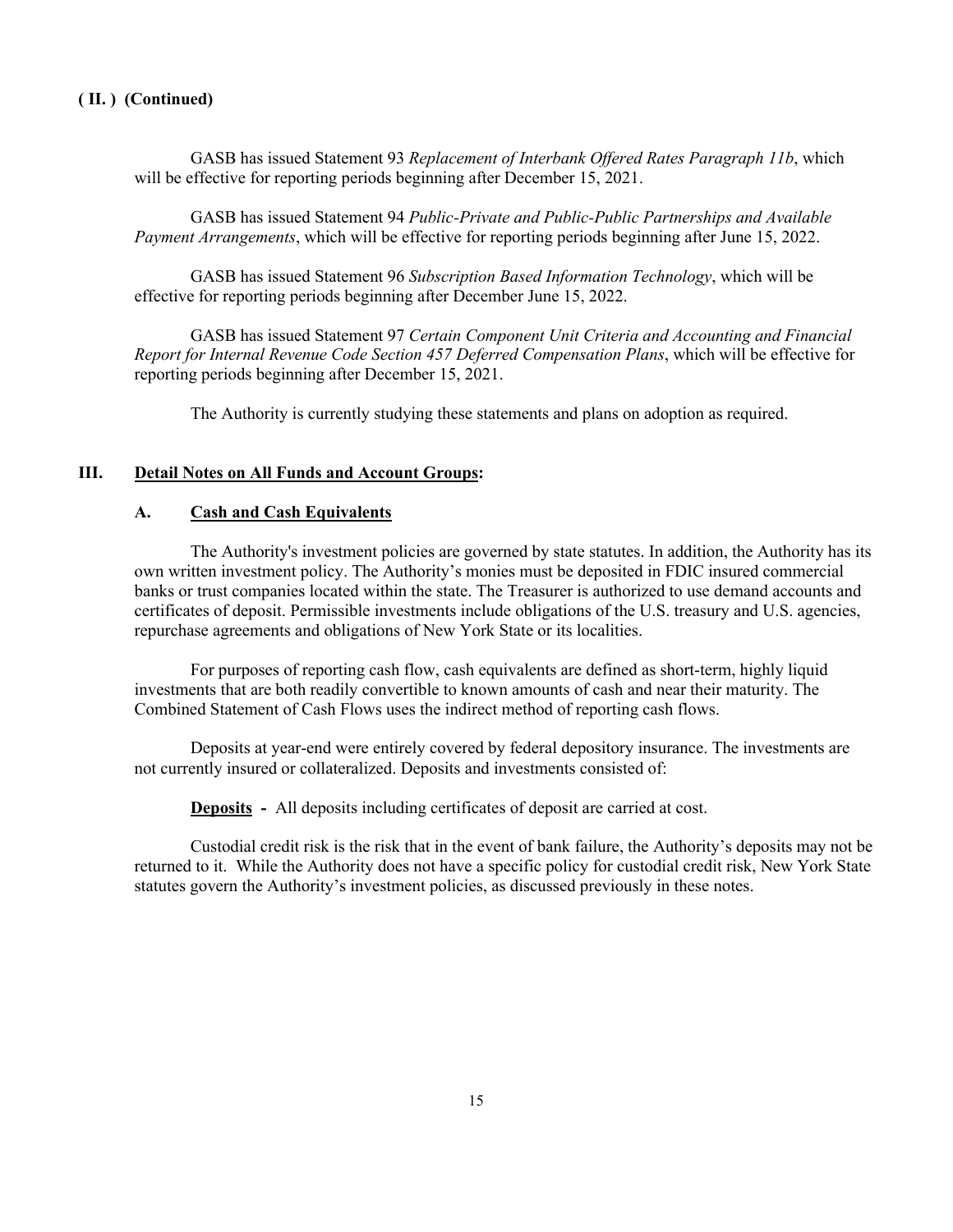**( II. ) (Continued)**

GASB has issued Statement 93 *Replacement of Interbank Offered Rates Paragraph 11b*, which will be effective for reporting periods beginning after December 15, 2021.

GASB has issued Statement 94 *Public-Private and Public-Public Partnerships and Available Payment Arrangements*, which will be effective for reporting periods beginning after June 15, 2022.

GASB has issued Statement 96 *Subscription Based Information Technology*, which will be effective for reporting periods beginning after December June 15, 2022.

GASB has issued Statement 97 *Certain Component Unit Criteria and Accounting and Financial Report for Internal Revenue Code Section 457 Deferred Compensation Plans*, which will be effective for reporting periods beginning after December 15, 2021.

The Authority is currently studying these statements and plans on adoption as required.

## III. Detail Notes on All Funds and Account Groups:

### A. Cash and Cash Equivalents

The Authority's investment policies are governed by state statutes. In addition, the Authority has its own written investment policy. The Authority's monies must be deposited in FDIC insured commercial banks or trust companies located within the state. The Treasurer is authorized to use demand accounts and certificates of deposit. Permissible investments include obligations of the U.S. treasury and U.S. agencies, repurchase agreements and obligations of New York State or its localities.

For purposes of reporting cash flow, cash equivalents are defined as short-term, highly liquid investments that are both readily convertible to known amounts of cash and near their maturity. The Combined Statement of Cash Flows uses the indirect method of reporting cash flows.

Deposits at year-end were entirely covered by federal depository insurance. The investments are not currently insured or collateralized. Deposits and investments consisted of:

**Deposits -** All deposits including certificates of deposit are carried at cost.

Custodial credit risk is the risk that in the event of bank failure, the Authority's deposits may not be returned to it. While the Authority does not have a specific policy for custodial credit risk, New York State statutes govern the Authority's investment policies, as discussed previously in these notes.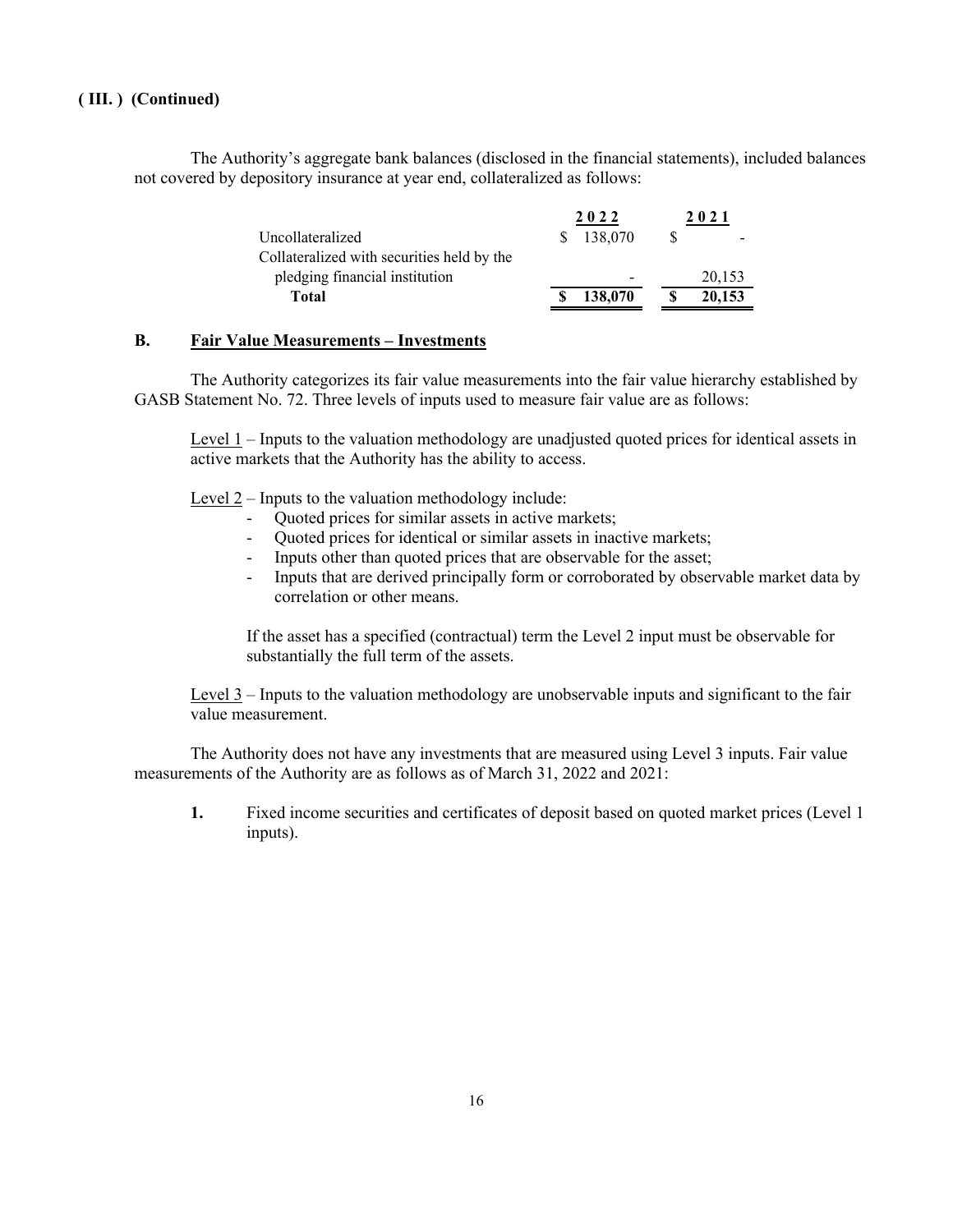**( III. ) (Continued)**

The Authority's aggregate bank balances (disclosed in the financial statements), included balances not covered by depository insurance at year end, collateralized as follows:

| | 2022 | 2021 |
|---|---|---|
| Uncollateralized | $ 138,070 | $ - |
| Collateralized with securities held by the pledging financial institution | - | 20,153 |
| **Total** | **$ 138,070** | **$ 20,153** |

**B. Fair Value Measurements – Investments**

The Authority categorizes its fair value measurements into the fair value hierarchy established by GASB Statement No. 72. Three levels of inputs used to measure fair value are as follows:

Level 1 – Inputs to the valuation methodology are unadjusted quoted prices for identical assets in active markets that the Authority has the ability to access.

Level 2 – Inputs to the valuation methodology include:

- Quoted prices for similar assets in active markets;
- Quoted prices for identical or similar assets in inactive markets;
- Inputs other than quoted prices that are observable for the asset;
- Inputs that are derived principally form or corroborated by observable market data by correlation or other means.

If the asset has a specified (contractual) term the Level 2 input must be observable for substantially the full term of the assets.

Level 3 – Inputs to the valuation methodology are unobservable inputs and significant to the fair value measurement.

The Authority does not have any investments that are measured using Level 3 inputs. Fair value measurements of the Authority are as follows as of March 31, 2022 and 2021:

**1.** Fixed income securities and certificates of deposit based on quoted market prices (Level 1 inputs).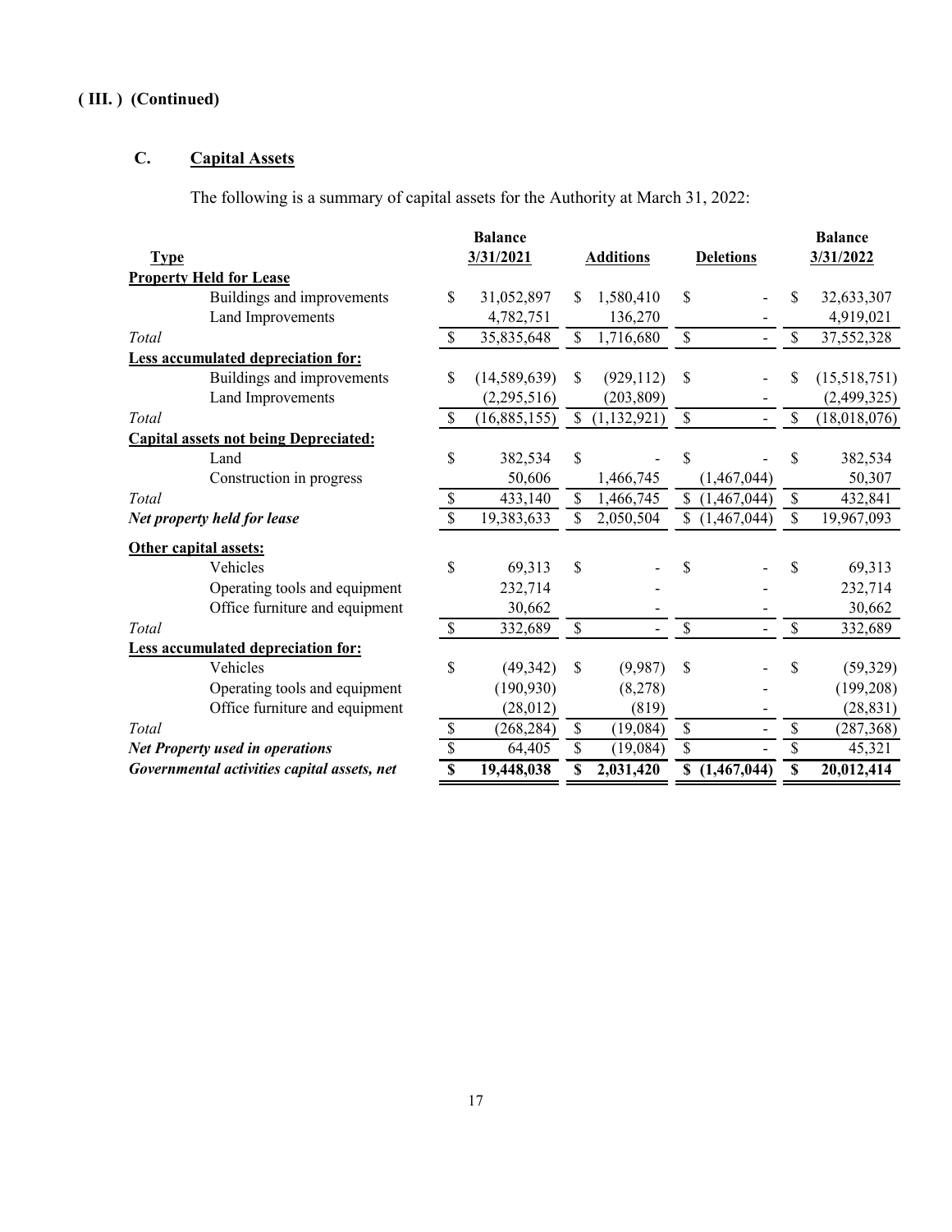**( III. ) (Continued)**

## C. Capital Assets

The following is a summary of capital assets for the Authority at March 31, 2022:

| Type | Balance 3/31/2021 | Additions | Deletions | Balance 3/31/2022 |
|---|---|---|---|---|
| **Property Held for Lease** | | | | |
| Buildings and improvements | $ 31,052,897 | $ 1,580,410 | $ - | $ 32,633,307 |
| Land Improvements | 4,782,751 | 136,270 | - | 4,919,021 |
| *Total* | $ 35,835,648 | $ 1,716,680 | $ - | $ 37,552,328 |
| **Less accumulated depreciation for:** | | | | |
| Buildings and improvements | $ (14,589,639) | $ (929,112) | $ - | $ (15,518,751) |
| Land Improvements | (2,295,516) | (203,809) | - | (2,499,325) |
| *Total* | $ (16,885,155) | $ (1,132,921) | $ - | $ (18,018,076) |
| **Capital assets not being Depreciated:** | | | | |
| Land | $ 382,534 | $ - | $ - | $ 382,534 |
| Construction in progress | 50,606 | 1,466,745 | (1,467,044) | 50,307 |
| *Total* | $ 433,140 | $ 1,466,745 | $ (1,467,044) | $ 432,841 |
| ***Net property held for lease*** | $ 19,383,633 | $ 2,050,504 | $ (1,467,044) | $ 19,967,093 |
| **Other capital assets:** | | | | |
| Vehicles | $ 69,313 | $ - | $ - | $ 69,313 |
| Operating tools and equipment | 232,714 | - | - | 232,714 |
| Office furniture and equipment | 30,662 | - | - | 30,662 |
| *Total* | $ 332,689 | $ - | $ - | $ 332,689 |
| **Less accumulated depreciation for:** | | | | |
| Vehicles | $ (49,342) | $ (9,987) | $ - | $ (59,329) |
| Operating tools and equipment | (190,930) | (8,278) | - | (199,208) |
| Office furniture and equipment | (28,012) | (819) | - | (28,831) |
| *Total* | $ (268,284) | $ (19,084) | $ - | $ (287,368) |
| ***Net Property used in operations*** | $ 64,405 | $ (19,084) | $ - | $ 45,321 |
| ***Governmental activities capital assets, net*** | **$ 19,448,038** | **$ 2,031,420** | **$ (1,467,044)** | **$ 20,012,414** |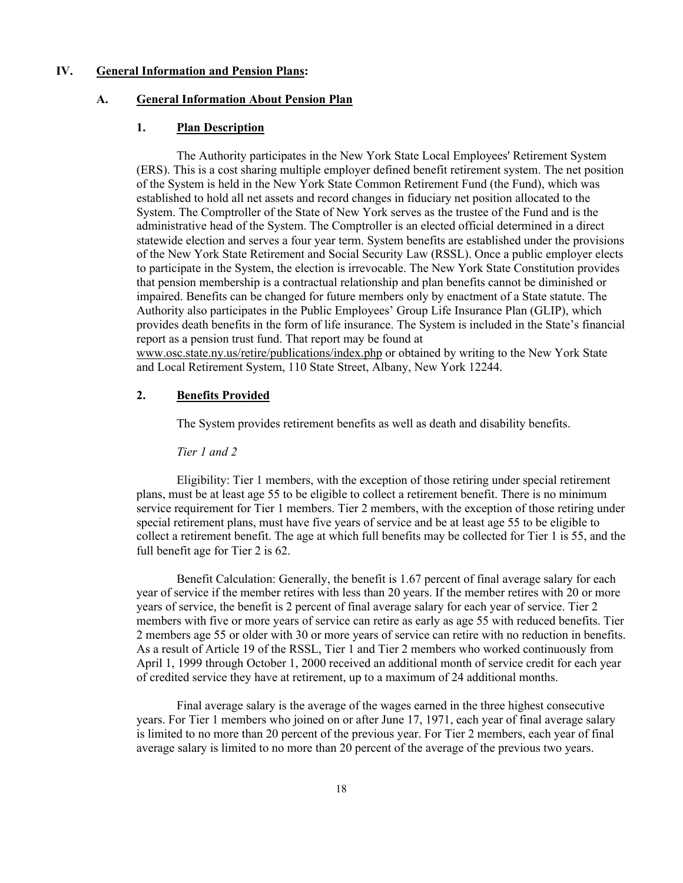# IV. General Information and Pension Plans:

## A. General Information About Pension Plan

### 1. Plan Description

The Authority participates in the New York State Local Employees' Retirement System (ERS). This is a cost sharing multiple employer defined benefit retirement system. The net position of the System is held in the New York State Common Retirement Fund (the Fund), which was established to hold all net assets and record changes in fiduciary net position allocated to the System. The Comptroller of the State of New York serves as the trustee of the Fund and is the administrative head of the System. The Comptroller is an elected official determined in a direct statewide election and serves a four year term. System benefits are established under the provisions of the New York State Retirement and Social Security Law (RSSL). Once a public employer elects to participate in the System, the election is irrevocable. The New York State Constitution provides that pension membership is a contractual relationship and plan benefits cannot be diminished or impaired. Benefits can be changed for future members only by enactment of a State statute. The Authority also participates in the Public Employees' Group Life Insurance Plan (GLIP), which provides death benefits in the form of life insurance. The System is included in the State's financial report as a pension trust fund. That report may be found at www.osc.state.ny.us/retire/publications/index.php or obtained by writing to the New York State and Local Retirement System, 110 State Street, Albany, New York 12244.

### 2. Benefits Provided

The System provides retirement benefits as well as death and disability benefits.

*Tier 1 and 2*

Eligibility: Tier 1 members, with the exception of those retiring under special retirement plans, must be at least age 55 to be eligible to collect a retirement benefit. There is no minimum service requirement for Tier 1 members. Tier 2 members, with the exception of those retiring under special retirement plans, must have five years of service and be at least age 55 to be eligible to collect a retirement benefit. The age at which full benefits may be collected for Tier 1 is 55, and the full benefit age for Tier 2 is 62.

Benefit Calculation: Generally, the benefit is 1.67 percent of final average salary for each year of service if the member retires with less than 20 years. If the member retires with 20 or more years of service, the benefit is 2 percent of final average salary for each year of service. Tier 2 members with five or more years of service can retire as early as age 55 with reduced benefits. Tier 2 members age 55 or older with 30 or more years of service can retire with no reduction in benefits. As a result of Article 19 of the RSSL, Tier 1 and Tier 2 members who worked continuously from April 1, 1999 through October 1, 2000 received an additional month of service credit for each year of credited service they have at retirement, up to a maximum of 24 additional months.

Final average salary is the average of the wages earned in the three highest consecutive years. For Tier 1 members who joined on or after June 17, 1971, each year of final average salary is limited to no more than 20 percent of the previous year. For Tier 2 members, each year of final average salary is limited to no more than 20 percent of the average of the previous two years.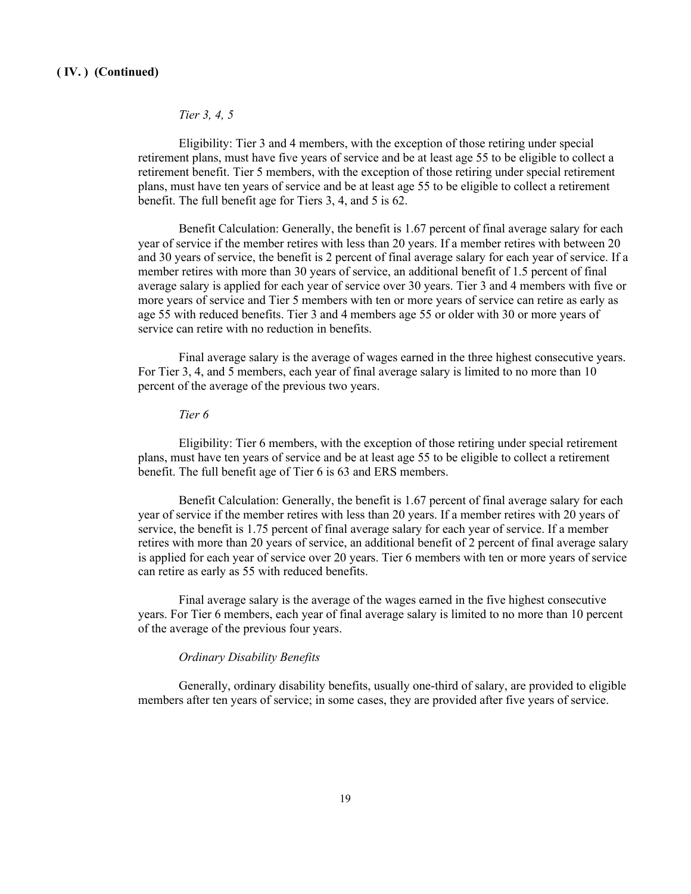**( IV. ) (Continued)**

*Tier 3, 4, 5*

Eligibility: Tier 3 and 4 members, with the exception of those retiring under special retirement plans, must have five years of service and be at least age 55 to be eligible to collect a retirement benefit. Tier 5 members, with the exception of those retiring under special retirement plans, must have ten years of service and be at least age 55 to be eligible to collect a retirement benefit. The full benefit age for Tiers 3, 4, and 5 is 62.

Benefit Calculation: Generally, the benefit is 1.67 percent of final average salary for each year of service if the member retires with less than 20 years. If a member retires with between 20 and 30 years of service, the benefit is 2 percent of final average salary for each year of service. If a member retires with more than 30 years of service, an additional benefit of 1.5 percent of final average salary is applied for each year of service over 30 years. Tier 3 and 4 members with five or more years of service and Tier 5 members with ten or more years of service can retire as early as age 55 with reduced benefits. Tier 3 and 4 members age 55 or older with 30 or more years of service can retire with no reduction in benefits.

Final average salary is the average of wages earned in the three highest consecutive years. For Tier 3, 4, and 5 members, each year of final average salary is limited to no more than 10 percent of the average of the previous two years.

*Tier 6*

Eligibility: Tier 6 members, with the exception of those retiring under special retirement plans, must have ten years of service and be at least age 55 to be eligible to collect a retirement benefit. The full benefit age of Tier 6 is 63 and ERS members.

Benefit Calculation: Generally, the benefit is 1.67 percent of final average salary for each year of service if the member retires with less than 20 years. If a member retires with 20 years of service, the benefit is 1.75 percent of final average salary for each year of service. If a member retires with more than 20 years of service, an additional benefit of 2 percent of final average salary is applied for each year of service over 20 years. Tier 6 members with ten or more years of service can retire as early as 55 with reduced benefits.

Final average salary is the average of the wages earned in the five highest consecutive years. For Tier 6 members, each year of final average salary is limited to no more than 10 percent of the average of the previous four years.

*Ordinary Disability Benefits*

Generally, ordinary disability benefits, usually one-third of salary, are provided to eligible members after ten years of service; in some cases, they are provided after five years of service.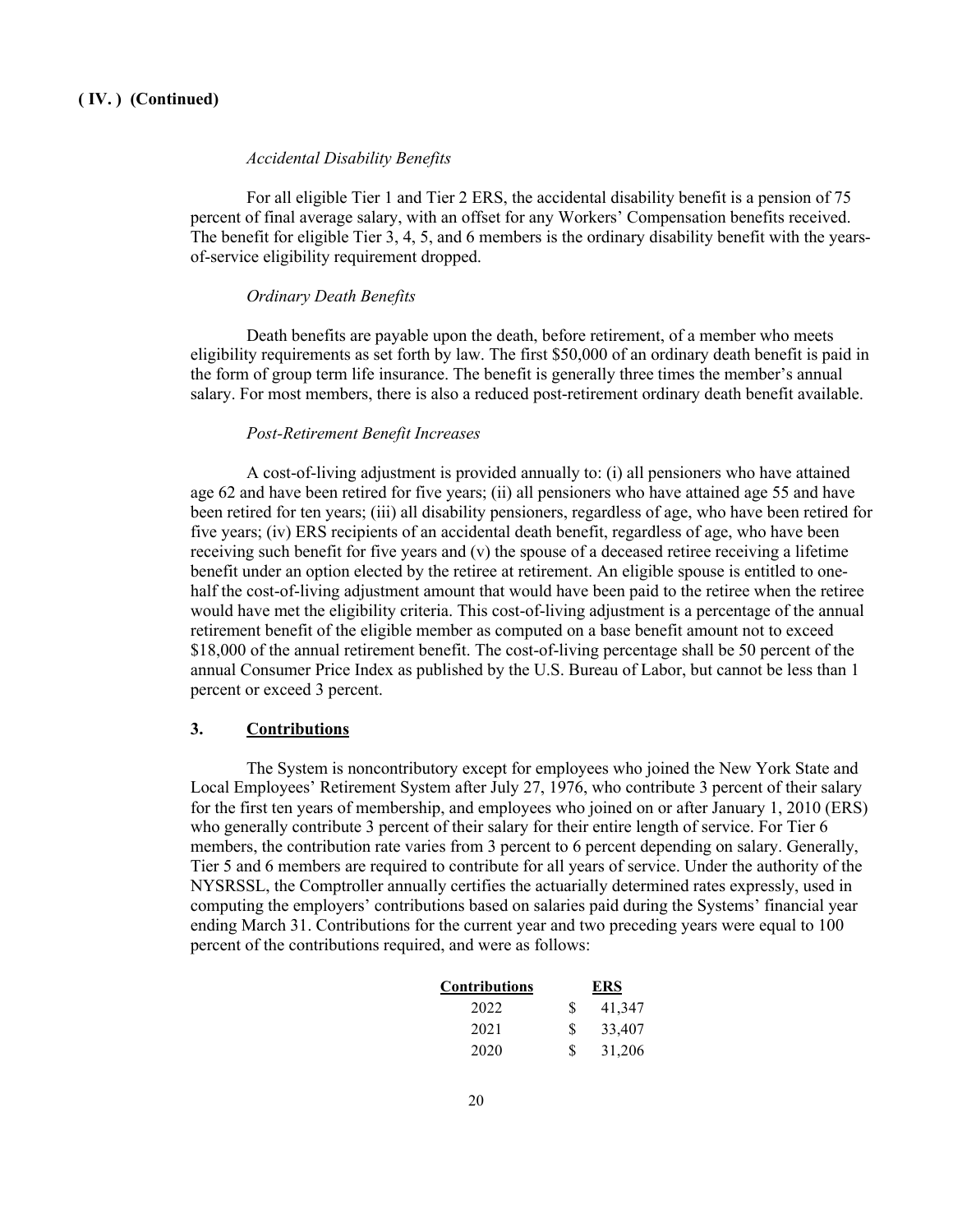**( IV. ) (Continued)**

*Accidental Disability Benefits*

For all eligible Tier 1 and Tier 2 ERS, the accidental disability benefit is a pension of 75 percent of final average salary, with an offset for any Workers' Compensation benefits received. The benefit for eligible Tier 3, 4, 5, and 6 members is the ordinary disability benefit with the years-of-service eligibility requirement dropped.

*Ordinary Death Benefits*

Death benefits are payable upon the death, before retirement, of a member who meets eligibility requirements as set forth by law. The first $50,000 of an ordinary death benefit is paid in the form of group term life insurance. The benefit is generally three times the member's annual salary. For most members, there is also a reduced post-retirement ordinary death benefit available.

*Post-Retirement Benefit Increases*

A cost-of-living adjustment is provided annually to: (i) all pensioners who have attained age 62 and have been retired for five years; (ii) all pensioners who have attained age 55 and have been retired for ten years; (iii) all disability pensioners, regardless of age, who have been retired for five years; (iv) ERS recipients of an accidental death benefit, regardless of age, who have been receiving such benefit for five years and (v) the spouse of a deceased retiree receiving a lifetime benefit under an option elected by the retiree at retirement. An eligible spouse is entitled to one-half the cost-of-living adjustment amount that would have been paid to the retiree when the retiree would have met the eligibility criteria. This cost-of-living adjustment is a percentage of the annual retirement benefit of the eligible member as computed on a base benefit amount not to exceed $18,000 of the annual retirement benefit. The cost-of-living percentage shall be 50 percent of the annual Consumer Price Index as published by the U.S. Bureau of Labor, but cannot be less than 1 percent or exceed 3 percent.

### 3. Contributions

The System is noncontributory except for employees who joined the New York State and Local Employees' Retirement System after July 27, 1976, who contribute 3 percent of their salary for the first ten years of membership, and employees who joined on or after January 1, 2010 (ERS) who generally contribute 3 percent of their salary for their entire length of service. For Tier 6 members, the contribution rate varies from 3 percent to 6 percent depending on salary. Generally, Tier 5 and 6 members are required to contribute for all years of service. Under the authority of the NYSRSSL, the Comptroller annually certifies the actuarially determined rates expressly, used in computing the employers' contributions based on salaries paid during the Systems' financial year ending March 31. Contributions for the current year and two preceding years were equal to 100 percent of the contributions required, and were as follows:

| Contributions | ERS |
|---|---|
| 2022 | $ 41,347 |
| 2021 | $ 33,407 |
| 2020 | $ 31,206 |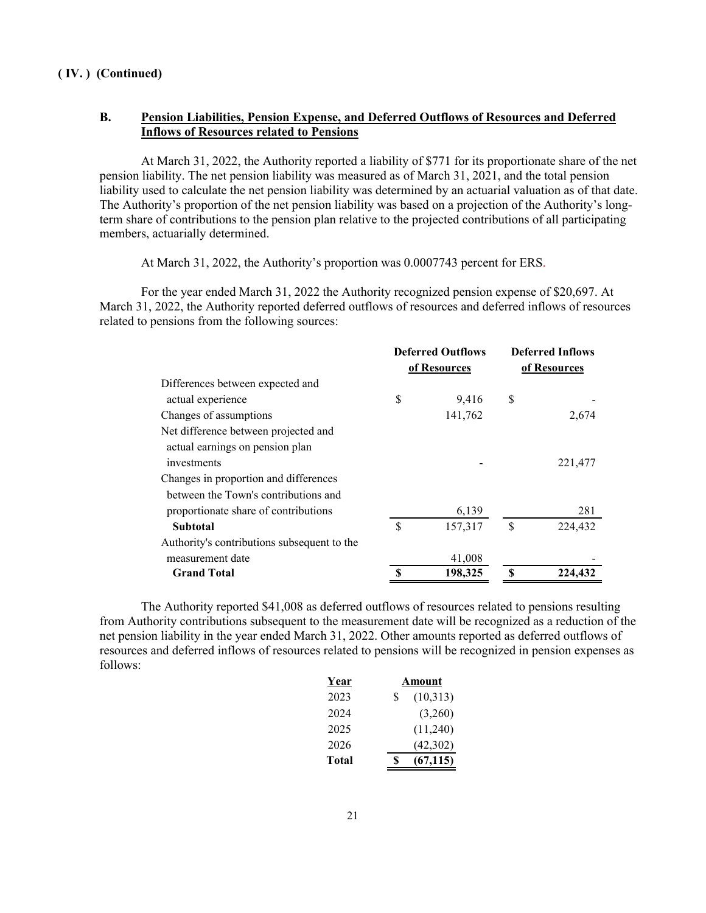**( IV. ) (Continued)**

### B. Pension Liabilities, Pension Expense, and Deferred Outflows of Resources and Deferred Inflows of Resources related to Pensions

At March 31, 2022, the Authority reported a liability of $771 for its proportionate share of the net pension liability. The net pension liability was measured as of March 31, 2021, and the total pension liability used to calculate the net pension liability was determined by an actuarial valuation as of that date. The Authority's proportion of the net pension liability was based on a projection of the Authority's long-term share of contributions to the pension plan relative to the projected contributions of all participating members, actuarially determined.

At March 31, 2022, the Authority's proportion was 0.0007743 percent for ERS.

For the year ended March 31, 2022 the Authority recognized pension expense of $20,697. At March 31, 2022, the Authority reported deferred outflows of resources and deferred inflows of resources related to pensions from the following sources:

| | Deferred Outflows of Resources | Deferred Inflows of Resources |
|---|---|---|
| Differences between expected and actual experience | $ 9,416 | $ - |
| Changes of assumptions | 141,762 | 2,674 |
| Net difference between projected and actual earnings on pension plan investments | - | 221,477 |
| Changes in proportion and differences between the Town's contributions and proportionate share of contributions | 6,139 | 281 |
| **Subtotal** | $ 157,317 | $ 224,432 |
| Authority's contributions subsequent to the measurement date | 41,008 | - |
| **Grand Total** | **$ 198,325** | **$ 224,432** |

The Authority reported $41,008 as deferred outflows of resources related to pensions resulting from Authority contributions subsequent to the measurement date will be recognized as a reduction of the net pension liability in the year ended March 31, 2022. Other amounts reported as deferred outflows of resources and deferred inflows of resources related to pensions will be recognized in pension expenses as follows:

| Year | Amount |
|---|---|
| 2023 | $ (10,313) |
| 2024 | (3,260) |
| 2025 | (11,240) |
| 2026 | (42,302) |
| **Total** | **$ (67,115)** |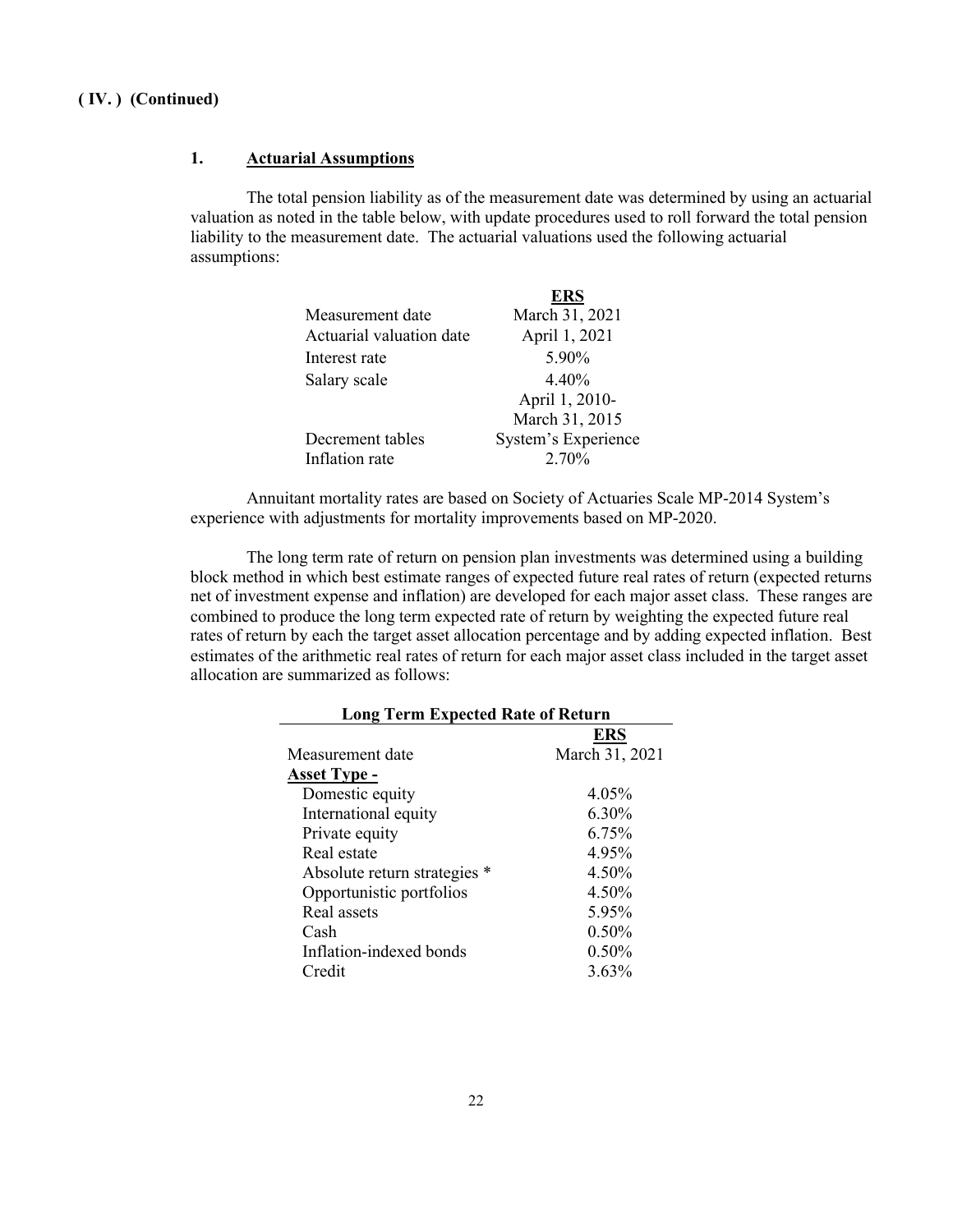**( IV. ) (Continued)**

### 1. Actuarial Assumptions

The total pension liability as of the measurement date was determined by using an actuarial valuation as noted in the table below, with update procedures used to roll forward the total pension liability to the measurement date. The actuarial valuations used the following actuarial assumptions:

| | ERS |
|---|---|
| Measurement date | March 31, 2021 |
| Actuarial valuation date | April 1, 2021 |
| Interest rate | 5.90% |
| Salary scale | 4.40% |
| Decrement tables | April 1, 2010-<br>March 31, 2015<br>System's Experience |
| Inflation rate | 2.70% |

Annuitant mortality rates are based on Society of Actuaries Scale MP-2014 System's experience with adjustments for mortality improvements based on MP-2020.

The long term rate of return on pension plan investments was determined using a building block method in which best estimate ranges of expected future real rates of return (expected returns net of investment expense and inflation) are developed for each major asset class. These ranges are combined to produce the long term expected rate of return by weighting the expected future real rates of return by each the target asset allocation percentage and by adding expected inflation. Best estimates of the arithmetic real rates of return for each major asset class included in the target asset allocation are summarized as follows:

**Long Term Expected Rate of Return**

| | ERS |
|---|---|
| Measurement date | March 31, 2021 |
| **Asset Type -** | |
| Domestic equity | 4.05% |
| International equity | 6.30% |
| Private equity | 6.75% |
| Real estate | 4.95% |
| Absolute return strategies * | 4.50% |
| Opportunistic portfolios | 4.50% |
| Real assets | 5.95% |
| Cash | 0.50% |
| Inflation-indexed bonds | 0.50% |
| Credit | 3.63% |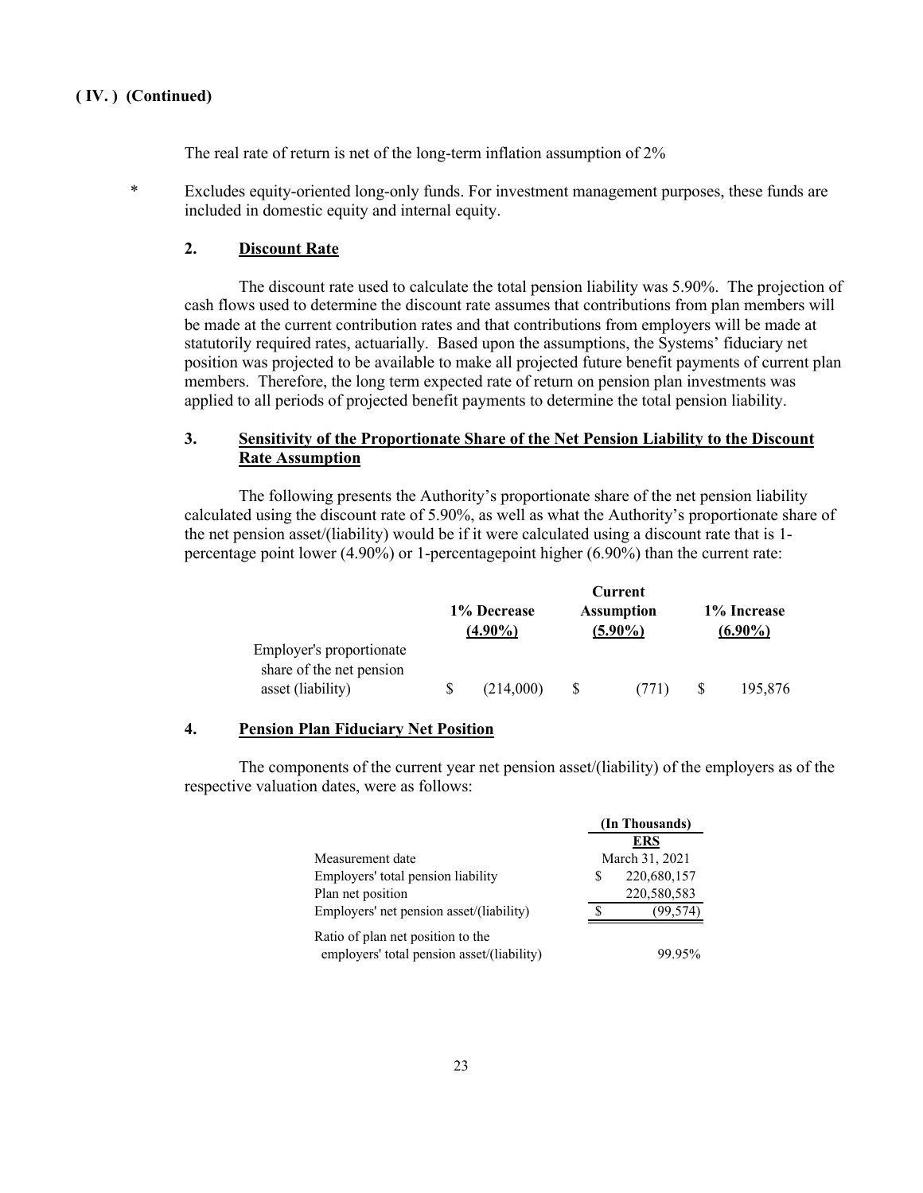**( IV. ) (Continued)**

The real rate of return is net of the long-term inflation assumption of 2%

\* Excludes equity-oriented long-only funds. For investment management purposes, these funds are included in domestic equity and internal equity.

### 2. Discount Rate

The discount rate used to calculate the total pension liability was 5.90%. The projection of cash flows used to determine the discount rate assumes that contributions from plan members will be made at the current contribution rates and that contributions from employers will be made at statutorily required rates, actuarially. Based upon the assumptions, the Systems' fiduciary net position was projected to be available to make all projected future benefit payments of current plan members. Therefore, the long term expected rate of return on pension plan investments was applied to all periods of projected benefit payments to determine the total pension liability.

### 3. Sensitivity of the Proportionate Share of the Net Pension Liability to the Discount Rate Assumption

The following presents the Authority's proportionate share of the net pension liability calculated using the discount rate of 5.90%, as well as what the Authority's proportionate share of the net pension asset/(liability) would be if it were calculated using a discount rate that is 1-percentage point lower (4.90%) or 1-percentagepoint higher (6.90%) than the current rate:

| | 1% Decrease (4.90%) | Current Assumption (5.90%) | 1% Increase (6.90%) |
|---|---|---|---|
| Employer's proportionate share of the net pension asset (liability) | $ (214,000) | $ (771) | $ 195,876 |

### 4. Pension Plan Fiduciary Net Position

The components of the current year net pension asset/(liability) of the employers as of the respective valuation dates, were as follows:

| | (In Thousands) |
|---|---|
| | ERS |
| Measurement date | March 31, 2021 |
| Employers' total pension liability | $ 220,680,157 |
| Plan net position | 220,580,583 |
| Employers' net pension asset/(liability) | $ (99,574) |
| Ratio of plan net position to the employers' total pension asset/(liability) | 99.95% |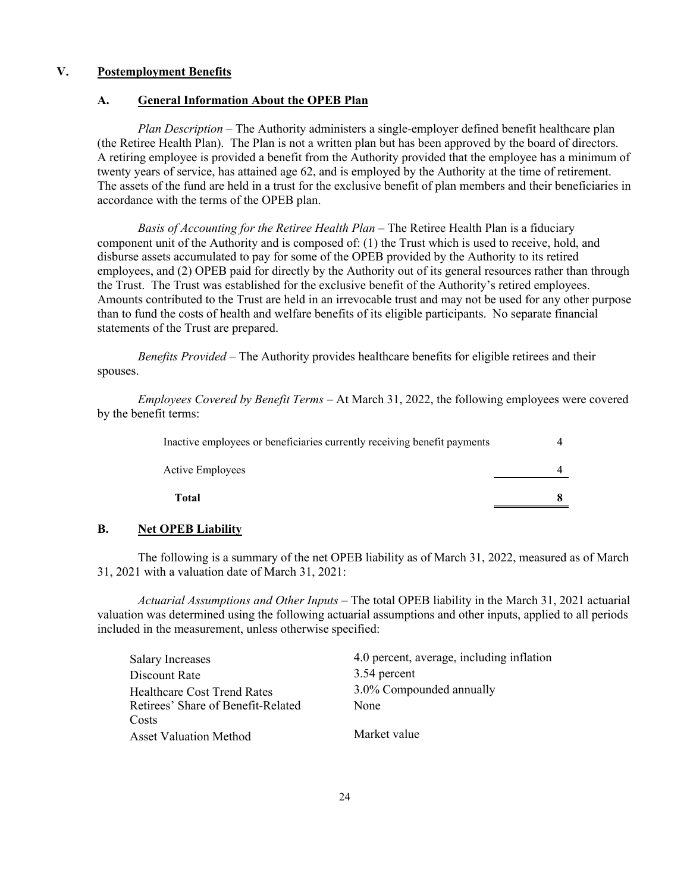## V. Postemployment Benefits

### A. General Information About the OPEB Plan

*Plan Description* – The Authority administers a single-employer defined benefit healthcare plan (the Retiree Health Plan). The Plan is not a written plan but has been approved by the board of directors. A retiring employee is provided a benefit from the Authority provided that the employee has a minimum of twenty years of service, has attained age 62, and is employed by the Authority at the time of retirement. The assets of the fund are held in a trust for the exclusive benefit of plan members and their beneficiaries in accordance with the terms of the OPEB plan.

*Basis of Accounting for the Retiree Health Plan* – The Retiree Health Plan is a fiduciary component unit of the Authority and is composed of: (1) the Trust which is used to receive, hold, and disburse assets accumulated to pay for some of the OPEB provided by the Authority to its retired employees, and (2) OPEB paid for directly by the Authority out of its general resources rather than through the Trust. The Trust was established for the exclusive benefit of the Authority's retired employees. Amounts contributed to the Trust are held in an irrevocable trust and may not be used for any other purpose than to fund the costs of health and welfare benefits of its eligible participants. No separate financial statements of the Trust are prepared.

*Benefits Provided* – The Authority provides healthcare benefits for eligible retirees and their spouses.

*Employees Covered by Benefit Terms* – At March 31, 2022, the following employees were covered by the benefit terms:

| | |
|---|---|
| Inactive employees or beneficiaries currently receiving benefit payments | 4 |
| Active Employees | 4 |
| **Total** | **8** |

### B. Net OPEB Liability

The following is a summary of the net OPEB liability as of March 31, 2022, measured as of March 31, 2021 with a valuation date of March 31, 2021:

*Actuarial Assumptions and Other Inputs* – The total OPEB liability in the March 31, 2021 actuarial valuation was determined using the following actuarial assumptions and other inputs, applied to all periods included in the measurement, unless otherwise specified:

| | |
|---|---|
| Salary Increases | 4.0 percent, average, including inflation |
| Discount Rate | 3.54 percent |
| Healthcare Cost Trend Rates | 3.0% Compounded annually |
| Retirees' Share of Benefit-Related Costs | None |
| Asset Valuation Method | Market value |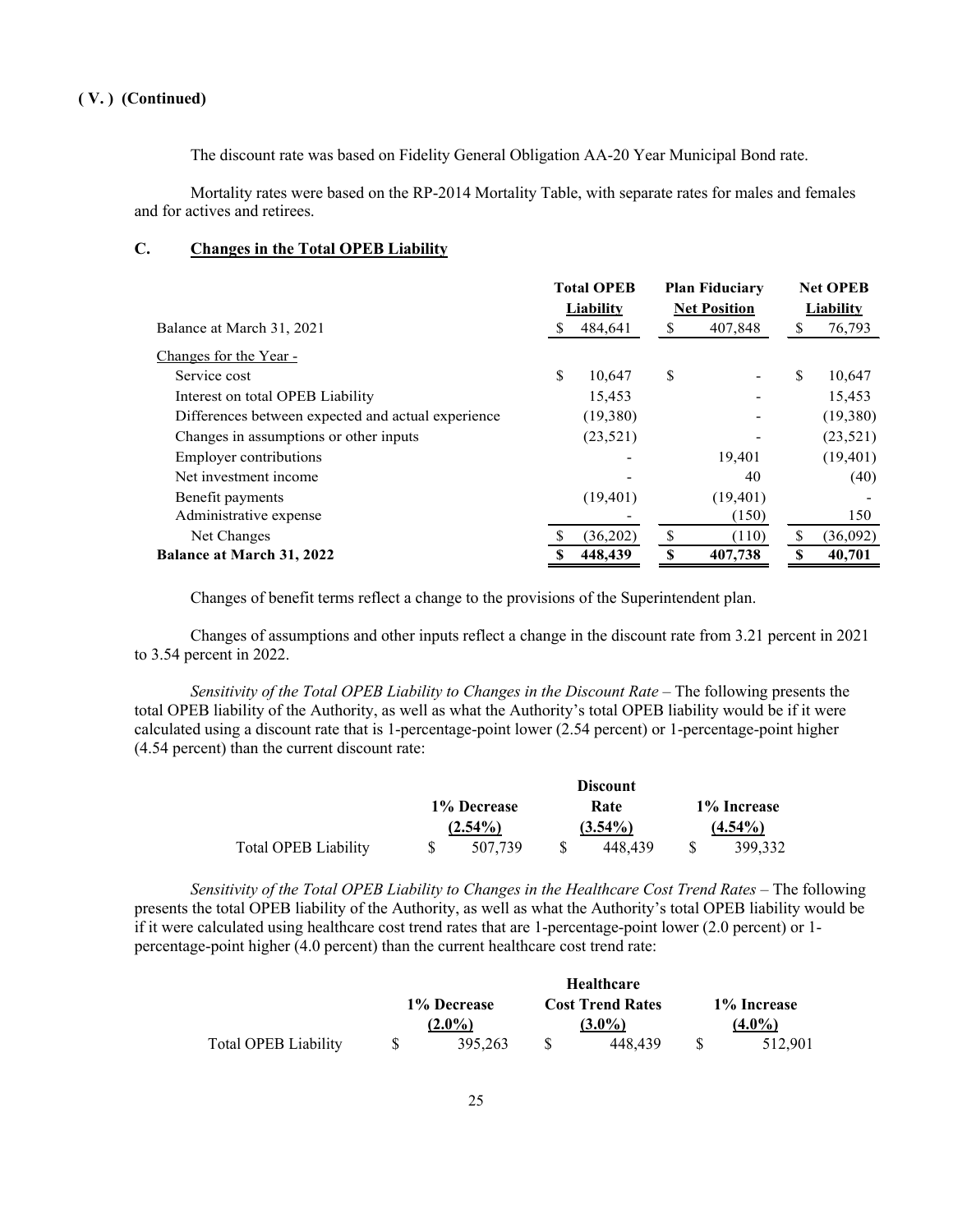**( V. ) (Continued)**

The discount rate was based on Fidelity General Obligation AA-20 Year Municipal Bond rate.

Mortality rates were based on the RP-2014 Mortality Table, with separate rates for males and females and for actives and retirees.

## C. Changes in the Total OPEB Liability

| | Total OPEB Liability | Plan Fiduciary Net Position | Net OPEB Liability |
|---|---|---|---|
| Balance at March 31, 2021 | $ 484,641 | $ 407,848 | $ 76,793 |
| Changes for the Year - | | | |
| Service cost | $ 10,647 | $ - | $ 10,647 |
| Interest on total OPEB Liability | 15,453 | - | 15,453 |
| Differences between expected and actual experience | (19,380) | - | (19,380) |
| Changes in assumptions or other inputs | (23,521) | - | (23,521) |
| Employer contributions | - | 19,401 | (19,401) |
| Net investment income | - | 40 | (40) |
| Benefit payments | (19,401) | (19,401) | - |
| Administrative expense | - | (150) | 150 |
| Net Changes | $ (36,202) | $ (110) | $ (36,092) |
| **Balance at March 31, 2022** | **$ 448,439** | **$ 407,738** | **$ 40,701** |

Changes of benefit terms reflect a change to the provisions of the Superintendent plan.

Changes of assumptions and other inputs reflect a change in the discount rate from 3.21 percent in 2021 to 3.54 percent in 2022.

*Sensitivity of the Total OPEB Liability to Changes in the Discount Rate* – The following presents the total OPEB liability of the Authority, as well as what the Authority's total OPEB liability would be if it were calculated using a discount rate that is 1-percentage-point lower (2.54 percent) or 1-percentage-point higher (4.54 percent) than the current discount rate:

| | 1% Decrease (2.54%) | Discount Rate (3.54%) | 1% Increase (4.54%) |
|---|---|---|---|
| Total OPEB Liability | $ 507,739 | $ 448,439 | $ 399,332 |

*Sensitivity of the Total OPEB Liability to Changes in the Healthcare Cost Trend Rates* – The following presents the total OPEB liability of the Authority, as well as what the Authority's total OPEB liability would be if it were calculated using healthcare cost trend rates that are 1-percentage-point lower (2.0 percent) or 1-percentage-point higher (4.0 percent) than the current healthcare cost trend rate:

| | 1% Decrease (2.0%) | Healthcare Cost Trend Rates (3.0%) | 1% Increase (4.0%) |
|---|---|---|---|
| Total OPEB Liability | $ 395,263 | $ 448,439 | $ 512,901 |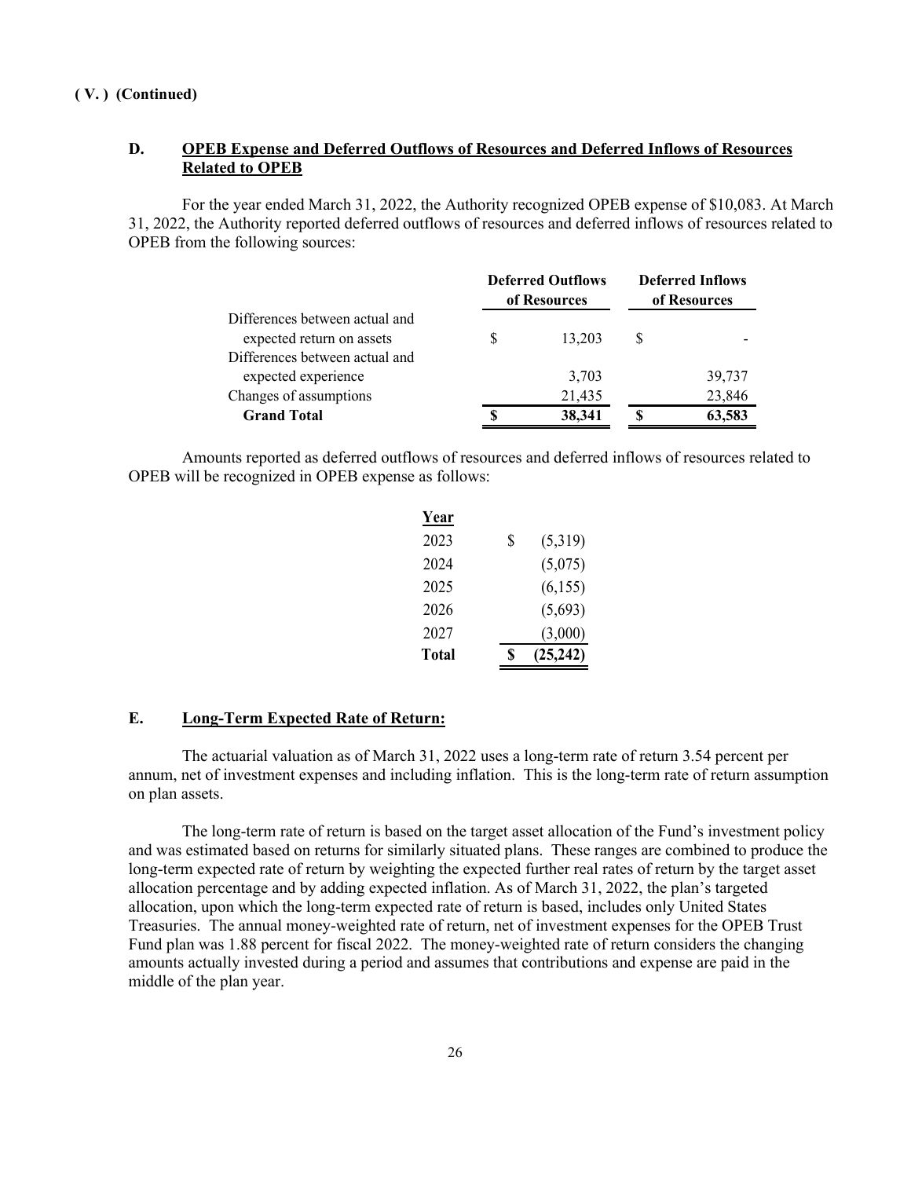**( V. ) (Continued)**

**D. OPEB Expense and Deferred Outflows of Resources and Deferred Inflows of Resources Related to OPEB**

For the year ended March 31, 2022, the Authority recognized OPEB expense of $10,083. At March 31, 2022, the Authority reported deferred outflows of resources and deferred inflows of resources related to OPEB from the following sources:

| | Deferred Outflows of Resources | Deferred Inflows of Resources |
|---|---|---|
| Differences between actual and expected return on assets | $ 13,203 | $ - |
| Differences between actual and expected experience | 3,703 | 39,737 |
| Changes of assumptions | 21,435 | 23,846 |
| **Grand Total** | **$ 38,341** | **$ 63,583** |

Amounts reported as deferred outflows of resources and deferred inflows of resources related to OPEB will be recognized in OPEB expense as follows:

| Year | |
|---|---|
| 2023 | $ (5,319) |
| 2024 | (5,075) |
| 2025 | (6,155) |
| 2026 | (5,693) |
| 2027 | (3,000) |
| **Total** | **$ (25,242)** |

**E. Long-Term Expected Rate of Return:**

The actuarial valuation as of March 31, 2022 uses a long-term rate of return 3.54 percent per annum, net of investment expenses and including inflation. This is the long-term rate of return assumption on plan assets.

The long-term rate of return is based on the target asset allocation of the Fund's investment policy and was estimated based on returns for similarly situated plans. These ranges are combined to produce the long-term expected rate of return by weighting the expected further real rates of return by the target asset allocation percentage and by adding expected inflation. As of March 31, 2022, the plan's targeted allocation, upon which the long-term expected rate of return is based, includes only United States Treasuries. The annual money-weighted rate of return, net of investment expenses for the OPEB Trust Fund plan was 1.88 percent for fiscal 2022. The money-weighted rate of return considers the changing amounts actually invested during a period and assumes that contributions and expense are paid in the middle of the plan year.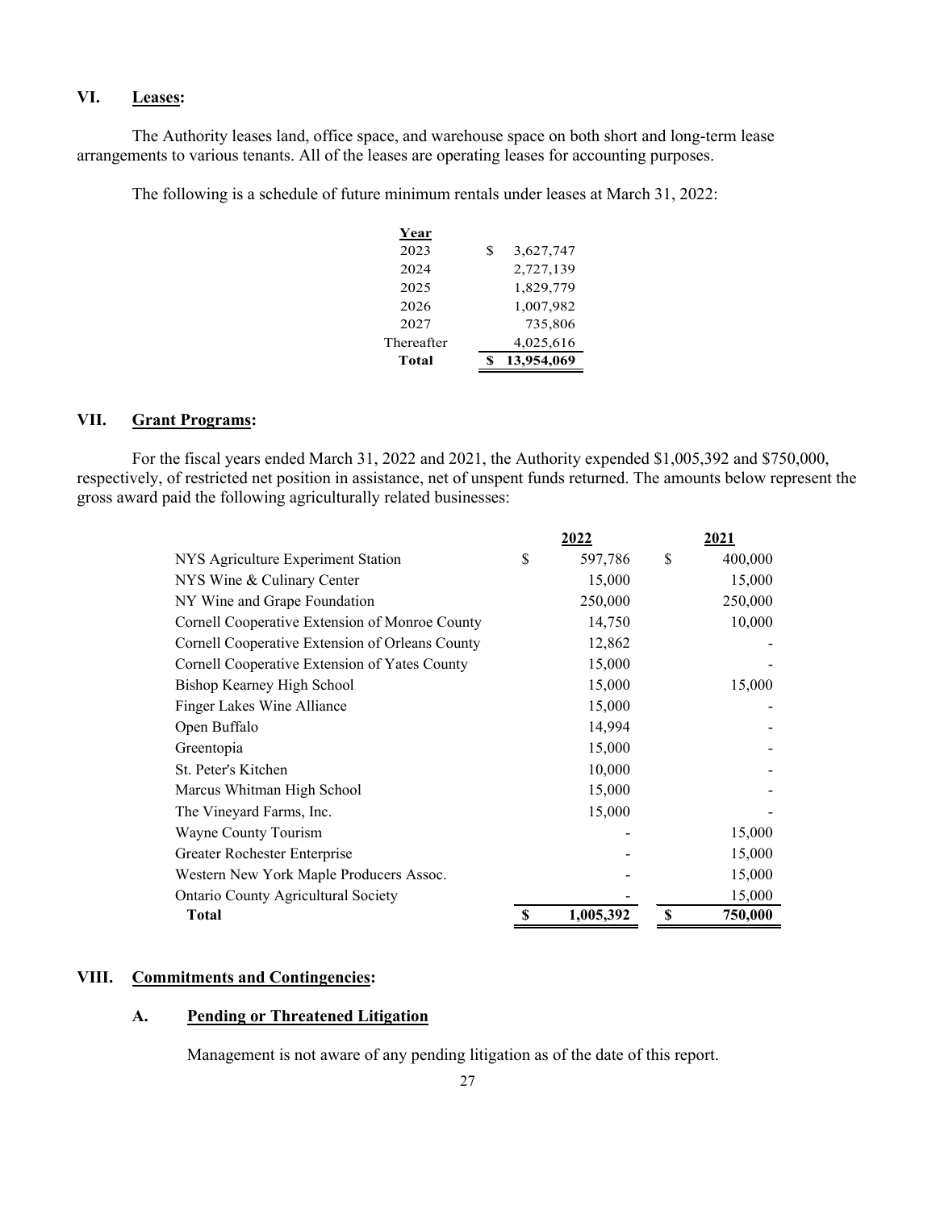## VI. Leases:

The Authority leases land, office space, and warehouse space on both short and long-term lease arrangements to various tenants. All of the leases are operating leases for accounting purposes.

The following is a schedule of future minimum rentals under leases at March 31, 2022:

| Year | |
|---|---|
| 2023 | $ 3,627,747 |
| 2024 | 2,727,139 |
| 2025 | 1,829,779 |
| 2026 | 1,007,982 |
| 2027 | 735,806 |
| Thereafter | 4,025,616 |
| **Total** | **$ 13,954,069** |

## VII. Grant Programs:

For the fiscal years ended March 31, 2022 and 2021, the Authority expended $1,005,392 and $750,000, respectively, of restricted net position in assistance, net of unspent funds returned. The amounts below represent the gross award paid the following agriculturally related businesses:

| | 2022 | 2021 |
|---|---|---|
| NYS Agriculture Experiment Station | $ 597,786 | $ 400,000 |
| NYS Wine & Culinary Center | 15,000 | 15,000 |
| NY Wine and Grape Foundation | 250,000 | 250,000 |
| Cornell Cooperative Extension of Monroe County | 14,750 | 10,000 |
| Cornell Cooperative Extension of Orleans County | 12,862 | - |
| Cornell Cooperative Extension of Yates County | 15,000 | - |
| Bishop Kearney High School | 15,000 | 15,000 |
| Finger Lakes Wine Alliance | 15,000 | - |
| Open Buffalo | 14,994 | - |
| Greentopia | 15,000 | - |
| St. Peter's Kitchen | 10,000 | - |
| Marcus Whitman High School | 15,000 | - |
| The Vineyard Farms, Inc. | 15,000 | - |
| Wayne County Tourism | - | 15,000 |
| Greater Rochester Enterprise | - | 15,000 |
| Western New York Maple Producers Assoc. | - | 15,000 |
| Ontario County Agricultural Society | - | 15,000 |
| **Total** | **$ 1,005,392** | **$ 750,000** |

## VIII. Commitments and Contingencies:

### A. Pending or Threatened Litigation

Management is not aware of any pending litigation as of the date of this report.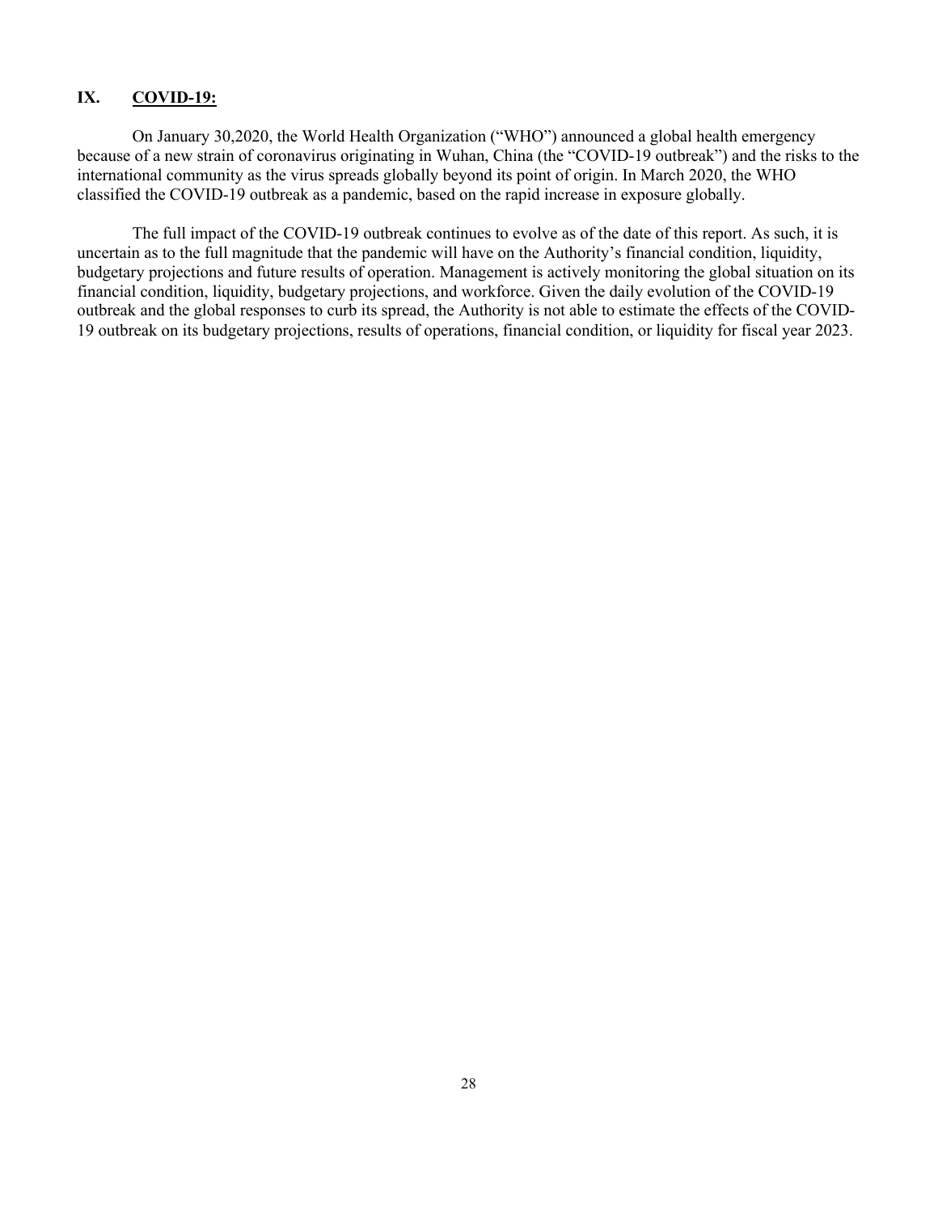## IX. COVID-19:

On January 30,2020, the World Health Organization ("WHO") announced a global health emergency because of a new strain of coronavirus originating in Wuhan, China (the "COVID-19 outbreak") and the risks to the international community as the virus spreads globally beyond its point of origin. In March 2020, the WHO classified the COVID-19 outbreak as a pandemic, based on the rapid increase in exposure globally.

The full impact of the COVID-19 outbreak continues to evolve as of the date of this report. As such, it is uncertain as to the full magnitude that the pandemic will have on the Authority's financial condition, liquidity, budgetary projections and future results of operation. Management is actively monitoring the global situation on its financial condition, liquidity, budgetary projections, and workforce. Given the daily evolution of the COVID-19 outbreak and the global responses to curb its spread, the Authority is not able to estimate the effects of the COVID-19 outbreak on its budgetary projections, results of operations, financial condition, or liquidity for fiscal year 2023.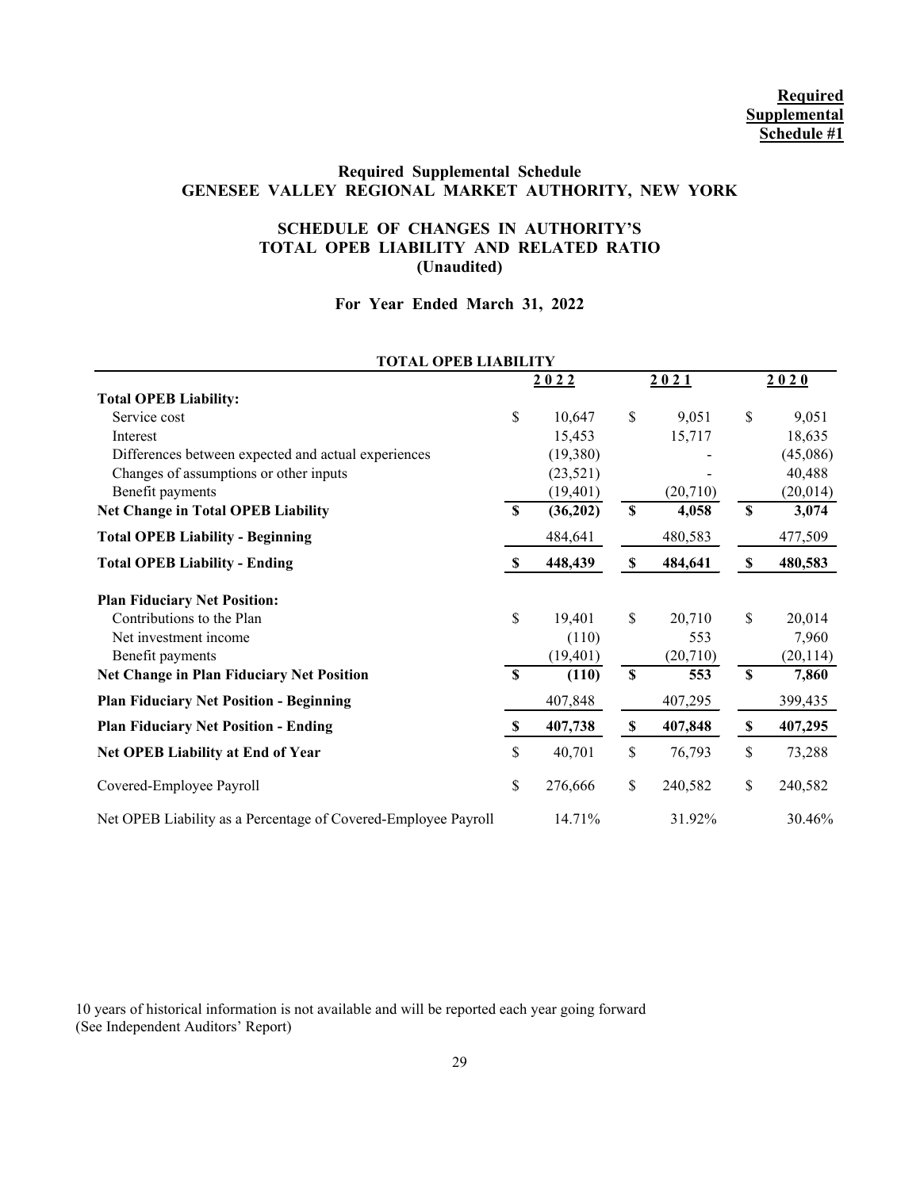**Required Supplemental Schedule #1**

## Required Supplemental Schedule
## GENESEE VALLEY REGIONAL MARKET AUTHORITY, NEW YORK

### SCHEDULE OF CHANGES IN AUTHORITY'S TOTAL OPEB LIABILITY AND RELATED RATIO (Unaudited)

### For Year Ended March 31, 2022

| TOTAL OPEB LIABILITY | 2022 | 2021 | 2020 |
|---|---|---|---|
| **Total OPEB Liability:** | | | |
| Service cost | $ 10,647 | $ 9,051 | $ 9,051 |
| Interest | 15,453 | 15,717 | 18,635 |
| Differences between expected and actual experiences | (19,380) | - | (45,086) |
| Changes of assumptions or other inputs | (23,521) | - | 40,488 |
| Benefit payments | (19,401) | (20,710) | (20,014) |
| **Net Change in Total OPEB Liability** | **$ (36,202)** | **$ 4,058** | **$ 3,074** |
| **Total OPEB Liability - Beginning** | 484,641 | 480,583 | 477,509 |
| **Total OPEB Liability - Ending** | **$ 448,439** | **$ 484,641** | **$ 480,583** |
| **Plan Fiduciary Net Position:** | | | |
| Contributions to the Plan | $ 19,401 | $ 20,710 | $ 20,014 |
| Net investment income | (110) | 553 | 7,960 |
| Benefit payments | (19,401) | (20,710) | (20,114) |
| **Net Change in Plan Fiduciary Net Position** | **$ (110)** | **$ 553** | **$ 7,860** |
| **Plan Fiduciary Net Position - Beginning** | 407,848 | 407,295 | 399,435 |
| **Plan Fiduciary Net Position - Ending** | **$ 407,738** | **$ 407,848** | **$ 407,295** |
| **Net OPEB Liability at End of Year** | $ 40,701 | $ 76,793 | $ 73,288 |
| Covered-Employee Payroll | $ 276,666 | $ 240,582 | $ 240,582 |
| Net OPEB Liability as a Percentage of Covered-Employee Payroll | 14.71% | 31.92% | 30.46% |

10 years of historical information is not available and will be reported each year going forward
(See Independent Auditors' Report)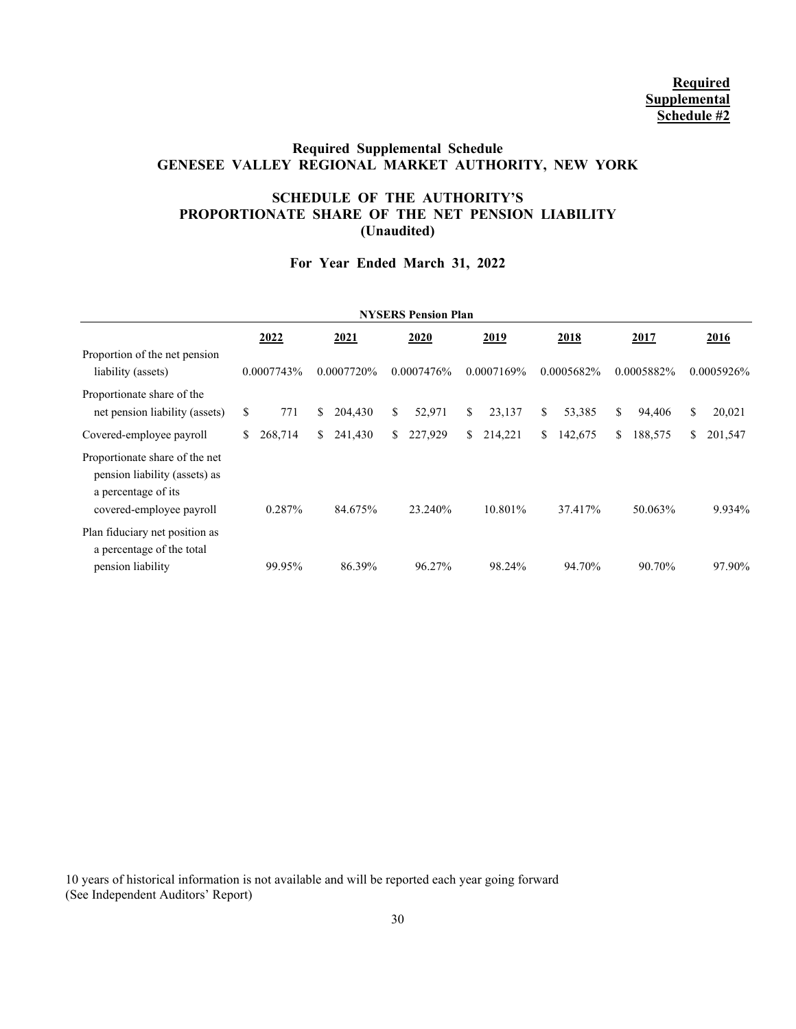**Required Supplemental Schedule #2**

## Required Supplemental Schedule
## GENESEE VALLEY REGIONAL MARKET AUTHORITY, NEW YORK

### SCHEDULE OF THE AUTHORITY'S PROPORTIONATE SHARE OF THE NET PENSION LIABILITY (Unaudited)

### For Year Ended March 31, 2022

**NYSERS Pension Plan**

| | 2022 | 2021 | 2020 | 2019 | 2018 | 2017 | 2016 |
|---|---|---|---|---|---|---|---|
| Proportion of the net pension liability (assets) | 0.0007743% | 0.0007720% | 0.0007476% | 0.0007169% | 0.0005682% | 0.0005882% | 0.0005926% |
| Proportionate share of the net pension liability (assets) | $ 771 | $ 204,430 | $ 52,971 | $ 23,137 | $ 53,385 | $ 94,406 | $ 20,021 |
| Covered-employee payroll | $ 268,714 | $ 241,430 | $ 227,929 | $ 214,221 | $ 142,675 | $ 188,575 | $ 201,547 |
| Proportionate share of the net pension liability (assets) as a percentage of its covered-employee payroll | 0.287% | 84.675% | 23.240% | 10.801% | 37.417% | 50.063% | 9.934% |
| Plan fiduciary net position as a percentage of the total pension liability | 99.95% | 86.39% | 96.27% | 98.24% | 94.70% | 90.70% | 97.90% |

10 years of historical information is not available and will be reported each year going forward
(See Independent Auditors' Report)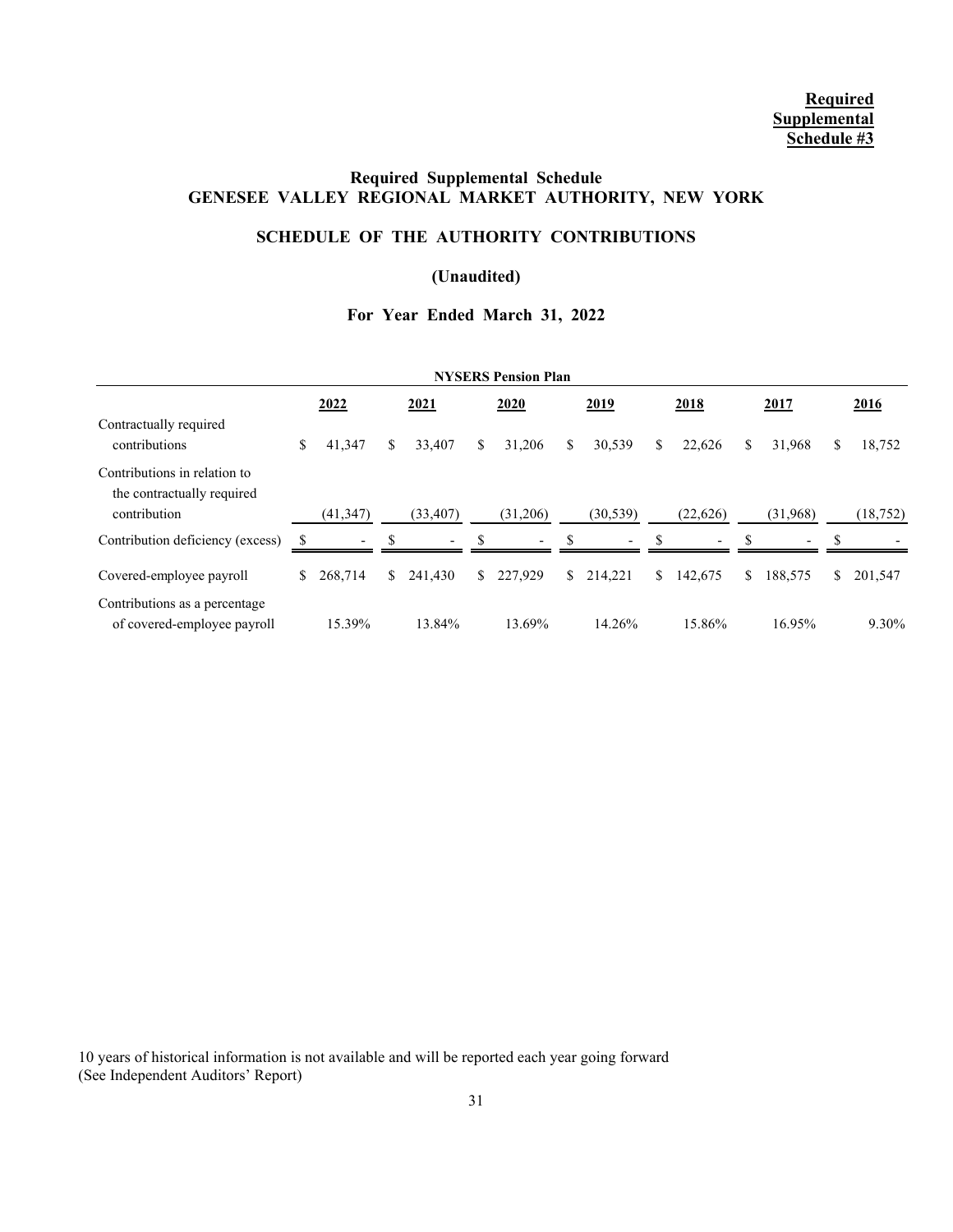**Required Supplemental Schedule #3**

## Required Supplemental Schedule
## GENESEE VALLEY REGIONAL MARKET AUTHORITY, NEW YORK

### SCHEDULE OF THE AUTHORITY CONTRIBUTIONS

### (Unaudited)

### For Year Ended March 31, 2022

| NYSERS Pension Plan | | | | | | | |
|---|---|---|---|---|---|---|---|
| | 2022 | 2021 | 2020 | 2019 | 2018 | 2017 | 2016 |
| Contractually required contributions | $ 41,347 | $ 33,407 | $ 31,206 | $ 30,539 | $ 22,626 | $ 31,968 | $ 18,752 |
| Contributions in relation to the contractually required contribution | (41,347) | (33,407) | (31,206) | (30,539) | (22,626) | (31,968) | (18,752) |
| Contribution deficiency (excess) | $ - | $ - | $ - | $ - | $ - | $ - | $ - |
| Covered-employee payroll | $ 268,714 | $ 241,430 | $ 227,929 | $ 214,221 | $ 142,675 | $ 188,575 | $ 201,547 |
| Contributions as a percentage of covered-employee payroll | 15.39% | 13.84% | 13.69% | 14.26% | 15.86% | 16.95% | 9.30% |

10 years of historical information is not available and will be reported each year going forward
(See Independent Auditors' Report)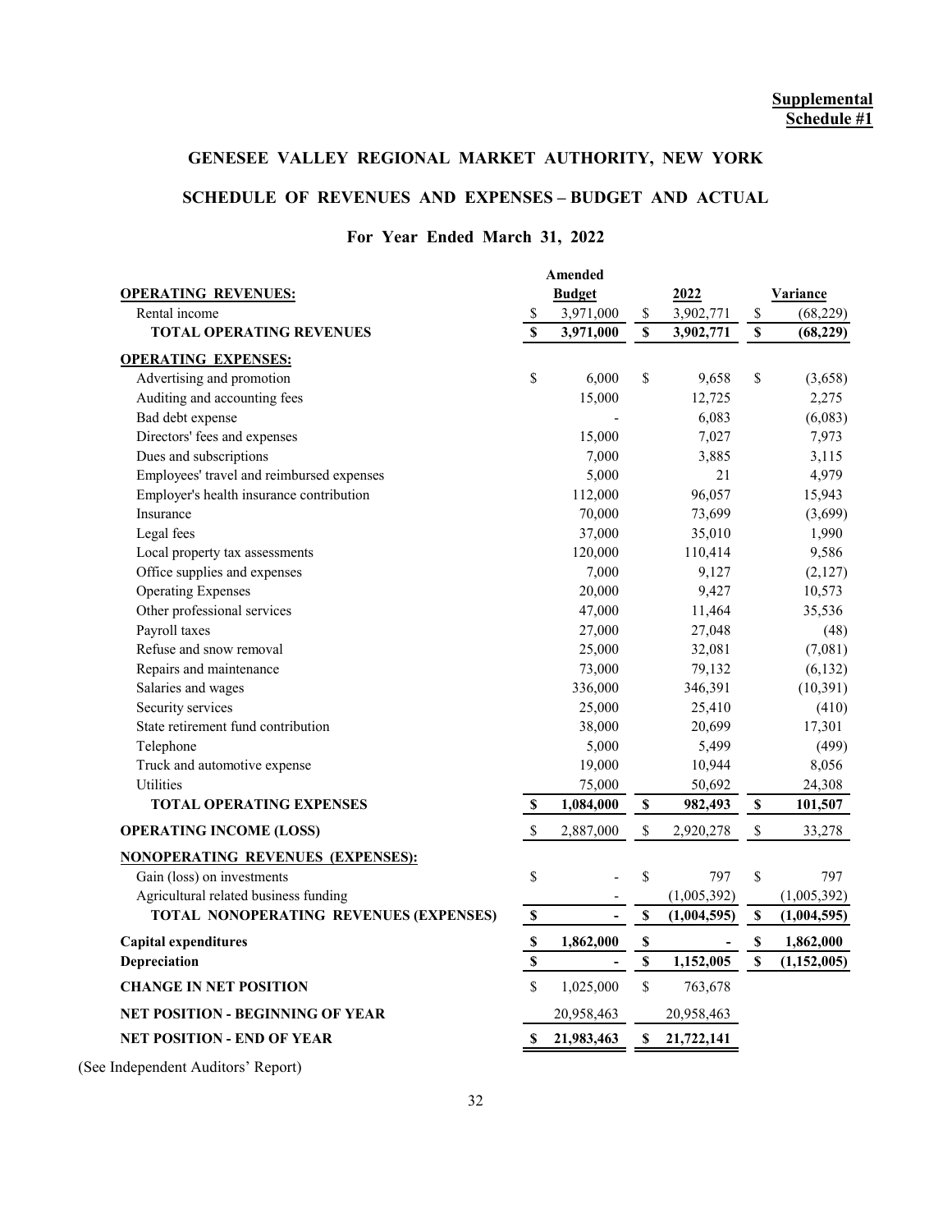**Supplemental Schedule #1**

## GENESEE VALLEY REGIONAL MARKET AUTHORITY, NEW YORK

## SCHEDULE OF REVENUES AND EXPENSES – BUDGET AND ACTUAL

### For Year Ended March 31, 2022

| | Amended Budget | 2022 | Variance |
|---|---|---|---|
| **OPERATING REVENUES:** | | | |
| Rental income | $ 3,971,000 | $ 3,902,771 | $ (68,229) |
| **TOTAL OPERATING REVENUES** | **$ 3,971,000** | **$ 3,902,771** | **$ (68,229)** |
| **OPERATING EXPENSES:** | | | |
| Advertising and promotion | $ 6,000 | $ 9,658 | $ (3,658) |
| Auditing and accounting fees | 15,000 | 12,725 | 2,275 |
| Bad debt expense | - | 6,083 | (6,083) |
| Directors' fees and expenses | 15,000 | 7,027 | 7,973 |
| Dues and subscriptions | 7,000 | 3,885 | 3,115 |
| Employees' travel and reimbursed expenses | 5,000 | 21 | 4,979 |
| Employer's health insurance contribution | 112,000 | 96,057 | 15,943 |
| Insurance | 70,000 | 73,699 | (3,699) |
| Legal fees | 37,000 | 35,010 | 1,990 |
| Local property tax assessments | 120,000 | 110,414 | 9,586 |
| Office supplies and expenses | 7,000 | 9,127 | (2,127) |
| Operating Expenses | 20,000 | 9,427 | 10,573 |
| Other professional services | 47,000 | 11,464 | 35,536 |
| Payroll taxes | 27,000 | 27,048 | (48) |
| Refuse and snow removal | 25,000 | 32,081 | (7,081) |
| Repairs and maintenance | 73,000 | 79,132 | (6,132) |
| Salaries and wages | 336,000 | 346,391 | (10,391) |
| Security services | 25,000 | 25,410 | (410) |
| State retirement fund contribution | 38,000 | 20,699 | 17,301 |
| Telephone | 5,000 | 5,499 | (499) |
| Truck and automotive expense | 19,000 | 10,944 | 8,056 |
| Utilities | 75,000 | 50,692 | 24,308 |
| **TOTAL OPERATING EXPENSES** | **$ 1,084,000** | **$ 982,493** | **$ 101,507** |
| **OPERATING INCOME (LOSS)** | $ 2,887,000 | $ 2,920,278 | $ 33,278 |
| **NONOPERATING REVENUES (EXPENSES):** | | | |
| Gain (loss) on investments | $ - | $ 797 | $ 797 |
| Agricultural related business funding | - | (1,005,392) | (1,005,392) |
| **TOTAL NONOPERATING REVENUES (EXPENSES)** | **$ -** | **$ (1,004,595)** | **$ (1,004,595)** |
| **Capital expenditures** | **$ 1,862,000** | **$ -** | **$ 1,862,000** |
| **Depreciation** | **$ -** | **$ 1,152,005** | **$ (1,152,005)** |
| **CHANGE IN NET POSITION** | $ 1,025,000 | $ 763,678 | |
| **NET POSITION - BEGINNING OF YEAR** | 20,958,463 | 20,958,463 | |
| **NET POSITION - END OF YEAR** | **$ 21,983,463** | **$ 21,722,141** | |

(See Independent Auditors' Report)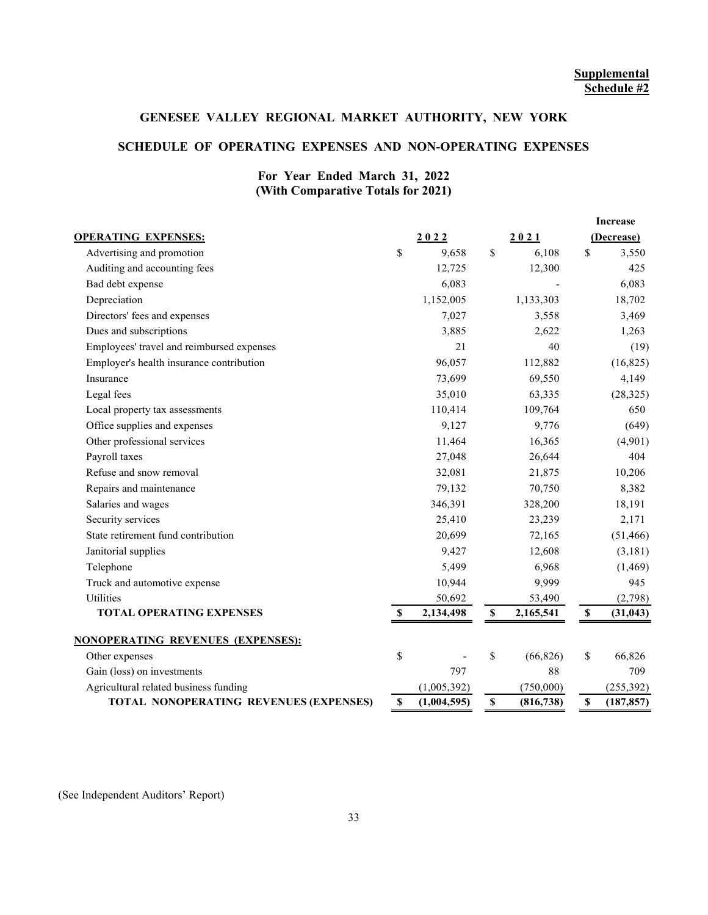**Supplemental Schedule #2**

# GENESEE VALLEY REGIONAL MARKET AUTHORITY, NEW YORK

## SCHEDULE OF OPERATING EXPENSES AND NON-OPERATING EXPENSES

### For Year Ended March 31, 2022
### (With Comparative Totals for 2021)

| OPERATING EXPENSES: | 2022 | 2021 | Increase (Decrease) |
|---|---|---|---|
| Advertising and promotion | $ 9,658 | $ 6,108 | $ 3,550 |
| Auditing and accounting fees | 12,725 | 12,300 | 425 |
| Bad debt expense | 6,083 | - | 6,083 |
| Depreciation | 1,152,005 | 1,133,303 | 18,702 |
| Directors' fees and expenses | 7,027 | 3,558 | 3,469 |
| Dues and subscriptions | 3,885 | 2,622 | 1,263 |
| Employees' travel and reimbursed expenses | 21 | 40 | (19) |
| Employer's health insurance contribution | 96,057 | 112,882 | (16,825) |
| Insurance | 73,699 | 69,550 | 4,149 |
| Legal fees | 35,010 | 63,335 | (28,325) |
| Local property tax assessments | 110,414 | 109,764 | 650 |
| Office supplies and expenses | 9,127 | 9,776 | (649) |
| Other professional services | 11,464 | 16,365 | (4,901) |
| Payroll taxes | 27,048 | 26,644 | 404 |
| Refuse and snow removal | 32,081 | 21,875 | 10,206 |
| Repairs and maintenance | 79,132 | 70,750 | 8,382 |
| Salaries and wages | 346,391 | 328,200 | 18,191 |
| Security services | 25,410 | 23,239 | 2,171 |
| State retirement fund contribution | 20,699 | 72,165 | (51,466) |
| Janitorial supplies | 9,427 | 12,608 | (3,181) |
| Telephone | 5,499 | 6,968 | (1,469) |
| Truck and automotive expense | 10,944 | 9,999 | 945 |
| Utilities | 50,692 | 53,490 | (2,798) |
| **TOTAL OPERATING EXPENSES** | **$ 2,134,498** | **$ 2,165,541** | **$ (31,043)** |
| **NONOPERATING REVENUES (EXPENSES):** | | | |
| Other expenses | $ - | $ (66,826) | $ 66,826 |
| Gain (loss) on investments | 797 | 88 | 709 |
| Agricultural related business funding | (1,005,392) | (750,000) | (255,392) |
| **TOTAL NONOPERATING REVENUES (EXPENSES)** | **$ (1,004,595)** | **$ (816,738)** | **$ (187,857)** |

(See Independent Auditors' Report)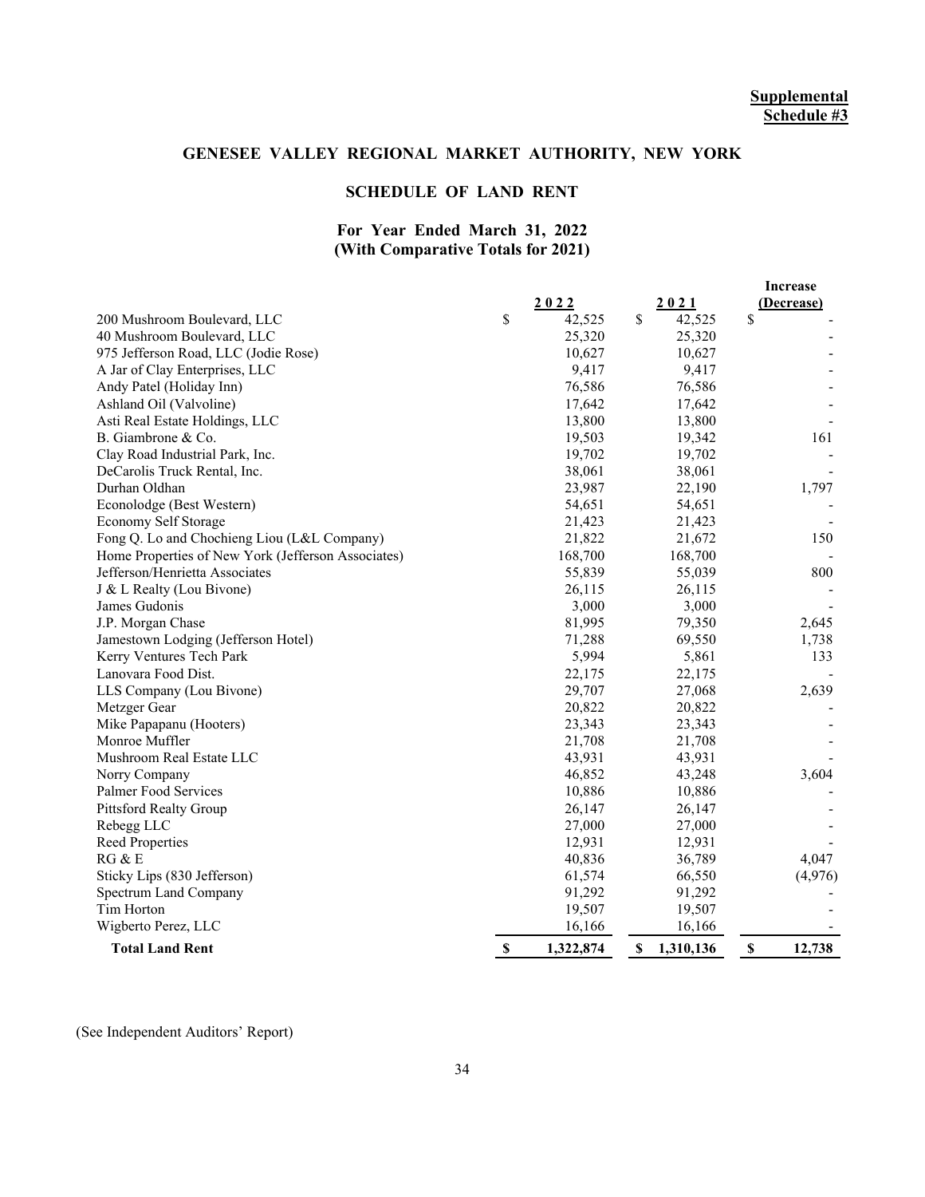**Supplemental Schedule #3**

## GENESEE VALLEY REGIONAL MARKET AUTHORITY, NEW YORK

### SCHEDULE OF LAND RENT

### For Year Ended March 31, 2022
### (With Comparative Totals for 2021)

| | 2022 | 2021 | Increase (Decrease) |
|---|---|---|---|
| 200 Mushroom Boulevard, LLC | $ 42,525 | $ 42,525 | $ - |
| 40 Mushroom Boulevard, LLC | 25,320 | 25,320 | - |
| 975 Jefferson Road, LLC (Jodie Rose) | 10,627 | 10,627 | - |
| A Jar of Clay Enterprises, LLC | 9,417 | 9,417 | - |
| Andy Patel (Holiday Inn) | 76,586 | 76,586 | - |
| Ashland Oil (Valvoline) | 17,642 | 17,642 | - |
| Asti Real Estate Holdings, LLC | 13,800 | 13,800 | - |
| B. Giambrone & Co. | 19,503 | 19,342 | 161 |
| Clay Road Industrial Park, Inc. | 19,702 | 19,702 | - |
| DeCarolis Truck Rental, Inc. | 38,061 | 38,061 | - |
| Durhan Oldhan | 23,987 | 22,190 | 1,797 |
| Econolodge (Best Western) | 54,651 | 54,651 | - |
| Economy Self Storage | 21,423 | 21,423 | - |
| Fong Q. Lo and Chochieng Liou (L&L Company) | 21,822 | 21,672 | 150 |
| Home Properties of New York (Jefferson Associates) | 168,700 | 168,700 | - |
| Jefferson/Henrietta Associates | 55,839 | 55,039 | 800 |
| J & L Realty (Lou Bivone) | 26,115 | 26,115 | - |
| James Gudonis | 3,000 | 3,000 | - |
| J.P. Morgan Chase | 81,995 | 79,350 | 2,645 |
| Jamestown Lodging (Jefferson Hotel) | 71,288 | 69,550 | 1,738 |
| Kerry Ventures Tech Park | 5,994 | 5,861 | 133 |
| Lanovara Food Dist. | 22,175 | 22,175 | - |
| LLS Company (Lou Bivone) | 29,707 | 27,068 | 2,639 |
| Metzger Gear | 20,822 | 20,822 | - |
| Mike Papapanu (Hooters) | 23,343 | 23,343 | - |
| Monroe Muffler | 21,708 | 21,708 | - |
| Mushroom Real Estate LLC | 43,931 | 43,931 | - |
| Norry Company | 46,852 | 43,248 | 3,604 |
| Palmer Food Services | 10,886 | 10,886 | - |
| Pittsford Realty Group | 26,147 | 26,147 | - |
| Rebegg LLC | 27,000 | 27,000 | - |
| Reed Properties | 12,931 | 12,931 | - |
| RG & E | 40,836 | 36,789 | 4,047 |
| Sticky Lips (830 Jefferson) | 61,574 | 66,550 | (4,976) |
| Spectrum Land Company | 91,292 | 91,292 | - |
| Tim Horton | 19,507 | 19,507 | - |
| Wigberto Perez, LLC | 16,166 | 16,166 | - |
| **Total Land Rent** | **$ 1,322,874** | **$ 1,310,136** | **$ 12,738** |

(See Independent Auditors' Report)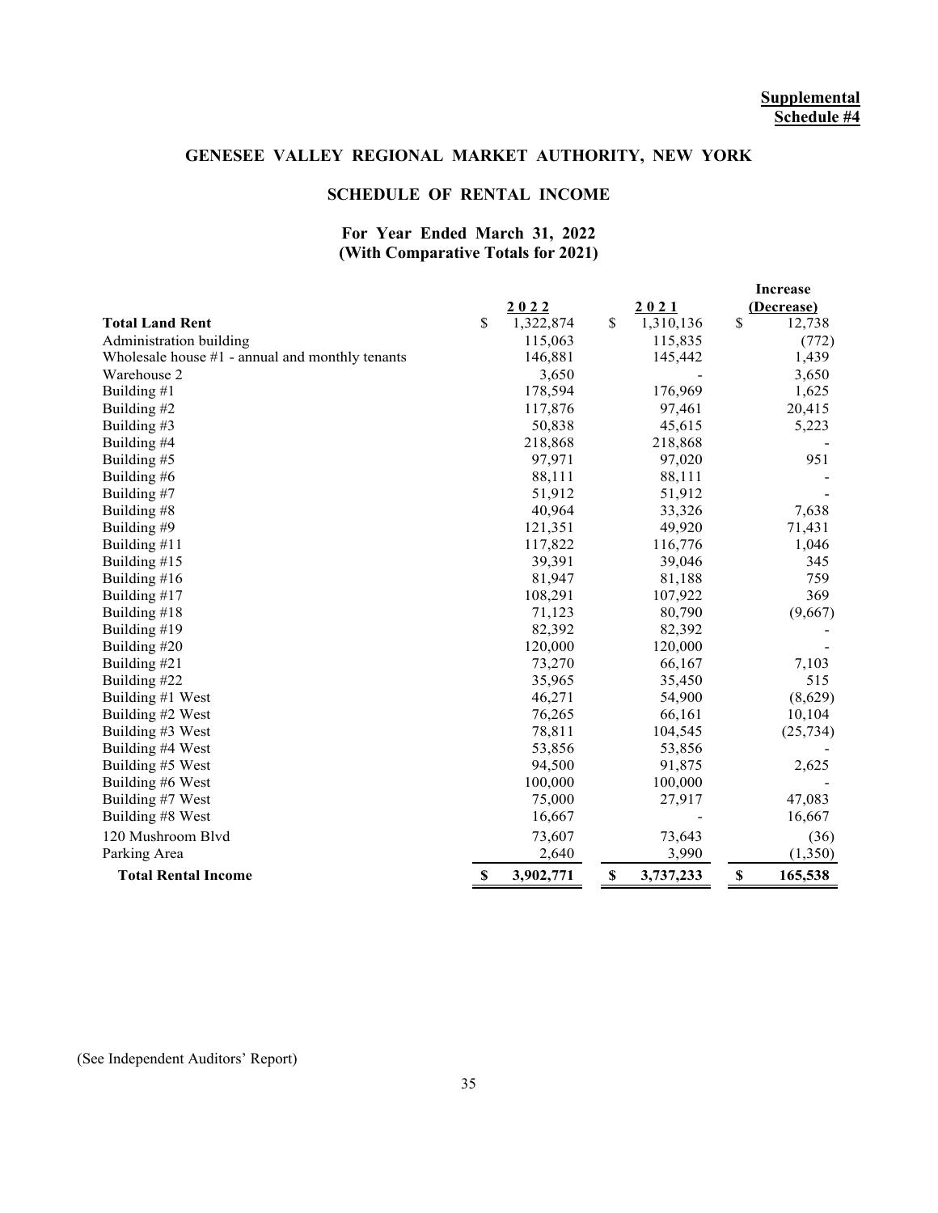**Supplemental Schedule #4**

## GENESEE VALLEY REGIONAL MARKET AUTHORITY, NEW YORK

### SCHEDULE OF RENTAL INCOME

### For Year Ended March 31, 2022 (With Comparative Totals for 2021)

| | 2022 | 2021 | Increase (Decrease) |
|---|---|---|---|
| **Total Land Rent** | $ 1,322,874 | $ 1,310,136 | $ 12,738 |
| Administration building | 115,063 | 115,835 | (772) |
| Wholesale house #1 - annual and monthly tenants | 146,881 | 145,442 | 1,439 |
| Warehouse 2 | 3,650 | - | 3,650 |
| Building #1 | 178,594 | 176,969 | 1,625 |
| Building #2 | 117,876 | 97,461 | 20,415 |
| Building #3 | 50,838 | 45,615 | 5,223 |
| Building #4 | 218,868 | 218,868 | - |
| Building #5 | 97,971 | 97,020 | 951 |
| Building #6 | 88,111 | 88,111 | - |
| Building #7 | 51,912 | 51,912 | - |
| Building #8 | 40,964 | 33,326 | 7,638 |
| Building #9 | 121,351 | 49,920 | 71,431 |
| Building #11 | 117,822 | 116,776 | 1,046 |
| Building #15 | 39,391 | 39,046 | 345 |
| Building #16 | 81,947 | 81,188 | 759 |
| Building #17 | 108,291 | 107,922 | 369 |
| Building #18 | 71,123 | 80,790 | (9,667) |
| Building #19 | 82,392 | 82,392 | - |
| Building #20 | 120,000 | 120,000 | - |
| Building #21 | 73,270 | 66,167 | 7,103 |
| Building #22 | 35,965 | 35,450 | 515 |
| Building #1 West | 46,271 | 54,900 | (8,629) |
| Building #2 West | 76,265 | 66,161 | 10,104 |
| Building #3 West | 78,811 | 104,545 | (25,734) |
| Building #4 West | 53,856 | 53,856 | - |
| Building #5 West | 94,500 | 91,875 | 2,625 |
| Building #6 West | 100,000 | 100,000 | - |
| Building #7 West | 75,000 | 27,917 | 47,083 |
| Building #8 West | 16,667 | - | 16,667 |
| 120 Mushroom Blvd | 73,607 | 73,643 | (36) |
| Parking Area | 2,640 | 3,990 | (1,350) |
| **Total Rental Income** | **$ 3,902,771** | **$ 3,737,233** | **$ 165,538** |

(See Independent Auditors' Report)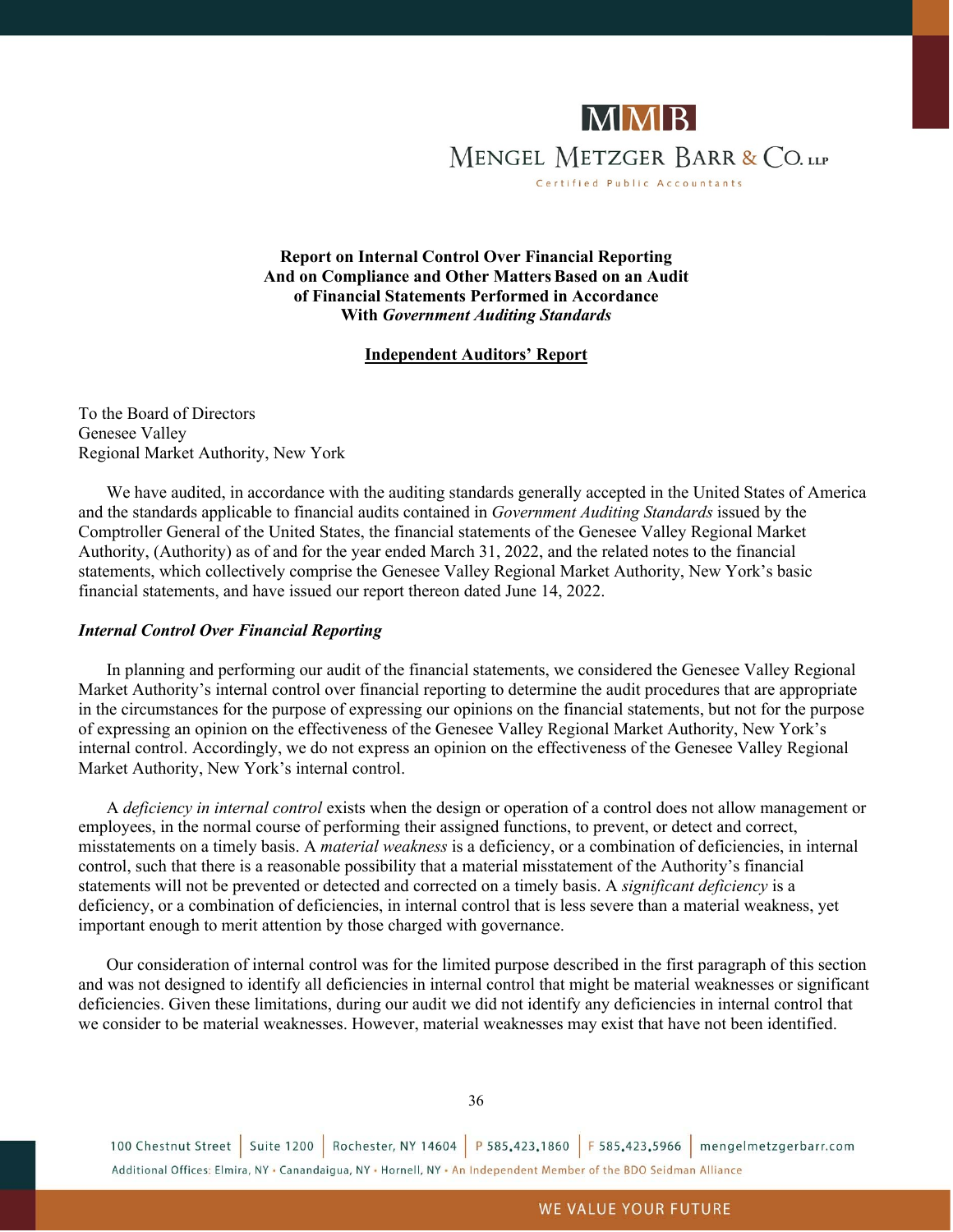MMB

MENGEL METZGER BARR & CO. LLP

Certified Public Accountants

**Report on Internal Control Over Financial Reporting And on Compliance and Other Matters Based on an Audit of Financial Statements Performed in Accordance With *Government Auditing Standards***

**Independent Auditors' Report**

To the Board of Directors
Genesee Valley
Regional Market Authority, New York

We have audited, in accordance with the auditing standards generally accepted in the United States of America and the standards applicable to financial audits contained in *Government Auditing Standards* issued by the Comptroller General of the United States, the financial statements of the Genesee Valley Regional Market Authority, (Authority) as of and for the year ended March 31, 2022, and the related notes to the financial statements, which collectively comprise the Genesee Valley Regional Market Authority, New York's basic financial statements, and have issued our report thereon dated June 14, 2022.

***Internal Control Over Financial Reporting***

In planning and performing our audit of the financial statements, we considered the Genesee Valley Regional Market Authority's internal control over financial reporting to determine the audit procedures that are appropriate in the circumstances for the purpose of expressing our opinions on the financial statements, but not for the purpose of expressing an opinion on the effectiveness of the Genesee Valley Regional Market Authority, New York's internal control. Accordingly, we do not express an opinion on the effectiveness of the Genesee Valley Regional Market Authority, New York's internal control.

A *deficiency in internal control* exists when the design or operation of a control does not allow management or employees, in the normal course of performing their assigned functions, to prevent, or detect and correct, misstatements on a timely basis. A *material weakness* is a deficiency, or a combination of deficiencies, in internal control, such that there is a reasonable possibility that a material misstatement of the Authority's financial statements will not be prevented or detected and corrected on a timely basis. A *significant deficiency* is a deficiency, or a combination of deficiencies, in internal control that is less severe than a material weakness, yet important enough to merit attention by those charged with governance.

Our consideration of internal control was for the limited purpose described in the first paragraph of this section and was not designed to identify all deficiencies in internal control that might be material weaknesses or significant deficiencies. Given these limitations, during our audit we did not identify any deficiencies in internal control that we consider to be material weaknesses. However, material weaknesses may exist that have not been identified.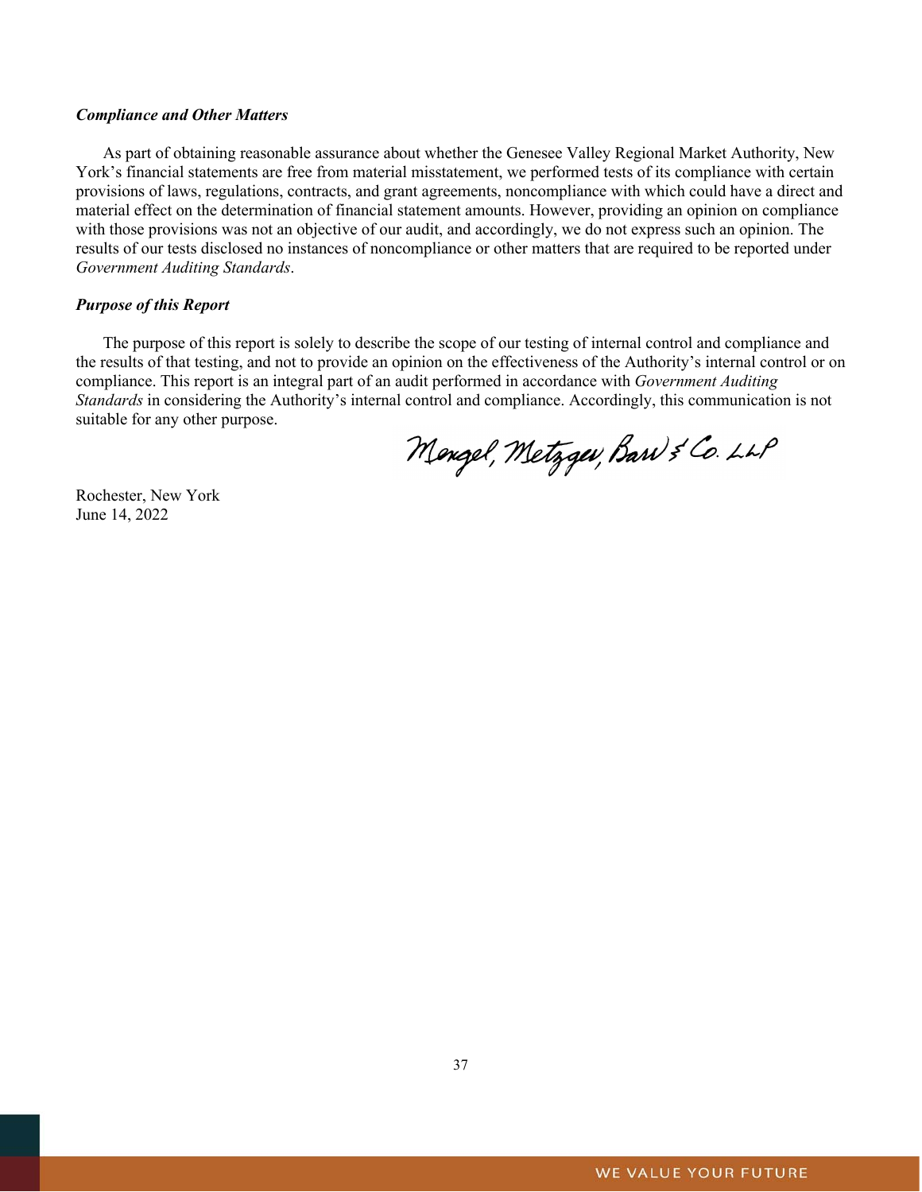***Compliance and Other Matters***

As part of obtaining reasonable assurance about whether the Genesee Valley Regional Market Authority, New York's financial statements are free from material misstatement, we performed tests of its compliance with certain provisions of laws, regulations, contracts, and grant agreements, noncompliance with which could have a direct and material effect on the determination of financial statement amounts. However, providing an opinion on compliance with those provisions was not an objective of our audit, and accordingly, we do not express such an opinion. The results of our tests disclosed no instances of noncompliance or other matters that are required to be reported under *Government Auditing Standards*.

***Purpose of this Report***

The purpose of this report is solely to describe the scope of our testing of internal control and compliance and the results of that testing, and not to provide an opinion on the effectiveness of the Authority's internal control or on compliance. This report is an integral part of an audit performed in accordance with *Government Auditing Standards* in considering the Authority's internal control and compliance. Accordingly, this communication is not suitable for any other purpose.

Mengel, Metzger, Barr & Co. LLP

Rochester, New York
June 14, 2022